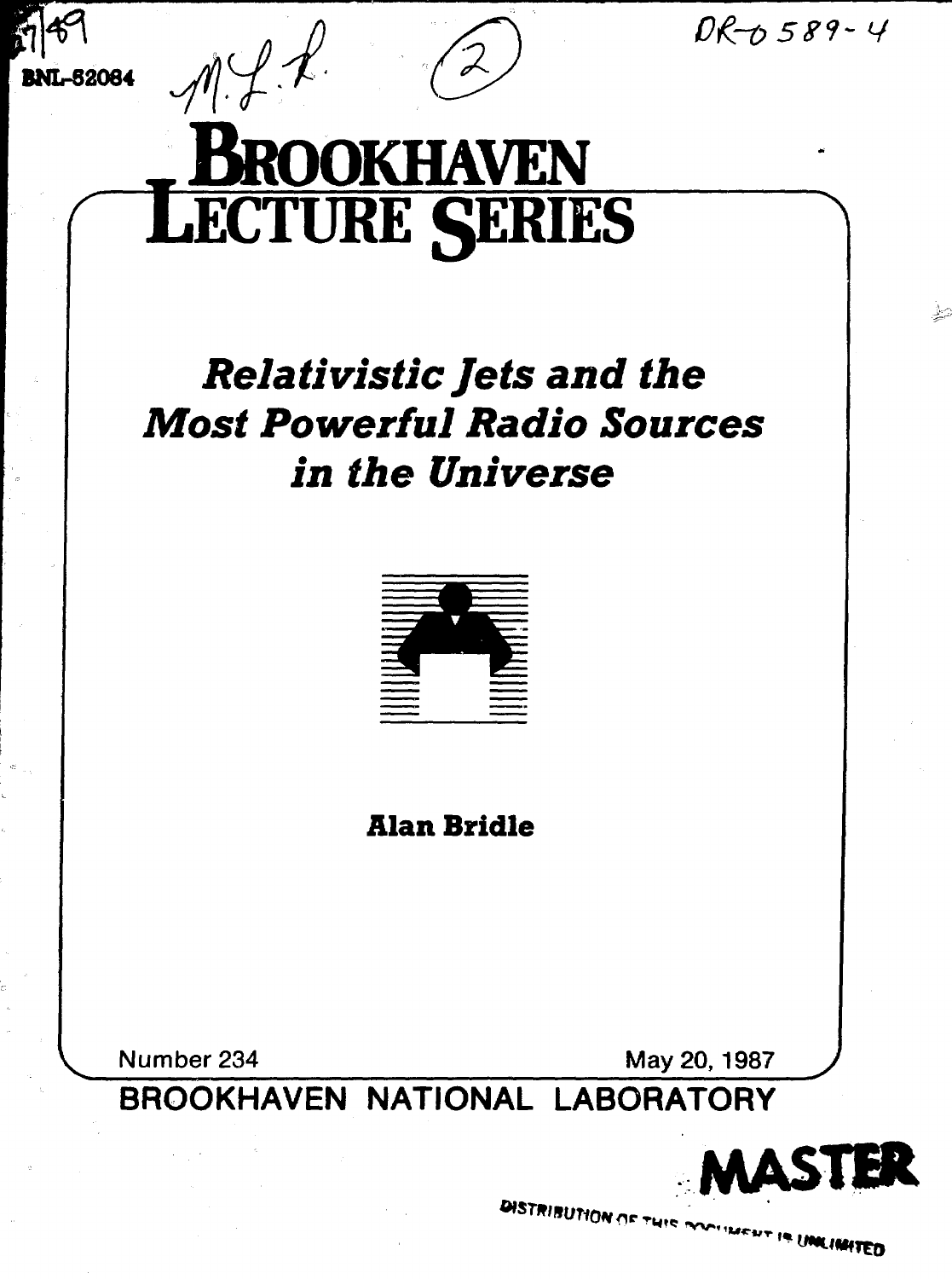BNL-52084

DR-0589-4

# Brookhaven Lecture Series

## *Relativistic Jets and the Most Powerful Radio Sources in the Universe*

**Alan Bridle**

Number 234

May 20, 1987

BROOKHAVEN NATIONAL LABORATORY

MASTER

DISTRIBUTION OF THIS DOCUMENT IS UNLIMITED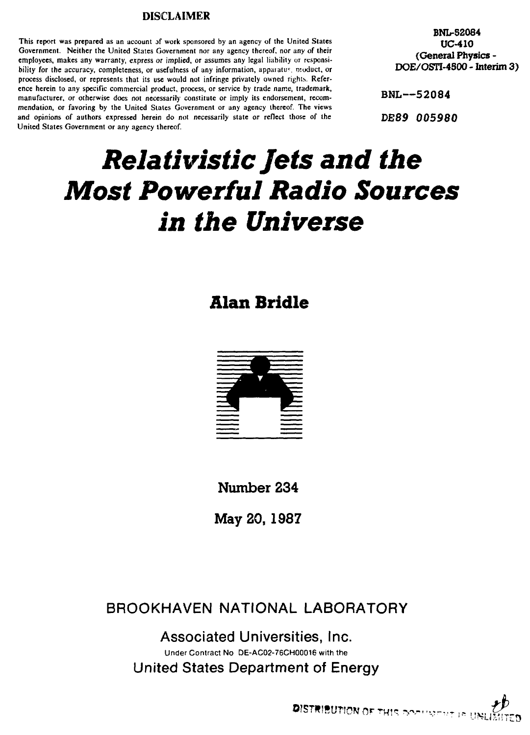**DISCLAIMER**

This report was prepared as an account of work sponsored by an agency of the United States Government. Neither the United States Government nor any agency thereof, nor any of their employees, makes any warranty, express or implied, or assumes any legal liability or responsibility for the accuracy, completeness, or usefulness of any information, apparatus, product, or process disclosed, or represents that its use would not infringe privately owned rights. Reference herein to any specific commercial product, process, or service by trade name, trademark, manufacturer, or otherwise does not necessarily constitute or imply its endorsement, recommendation, or favoring by the United States Government or any agency thereof. The views and opinions of authors expressed herein do not necessarily state or reflect those of the United States Government or any agency thereof.

BNL-52084
UC-410
(General Physics - DOE/OSTI-4500 - Interim 3)

BNL--52084

DE89 005980

# *Relativistic Jets and the Most Powerful Radio Sources in the Universe*

## Alan Bridle

Number 234

May 20, 1987

BROOKHAVEN NATIONAL LABORATORY

Associated Universities, Inc.

Under Contract No DE-AC02-76CH00016 with the

United States Department of Energy

DISTRIBUTION OF THIS DOCUMENT IS UNLIMITED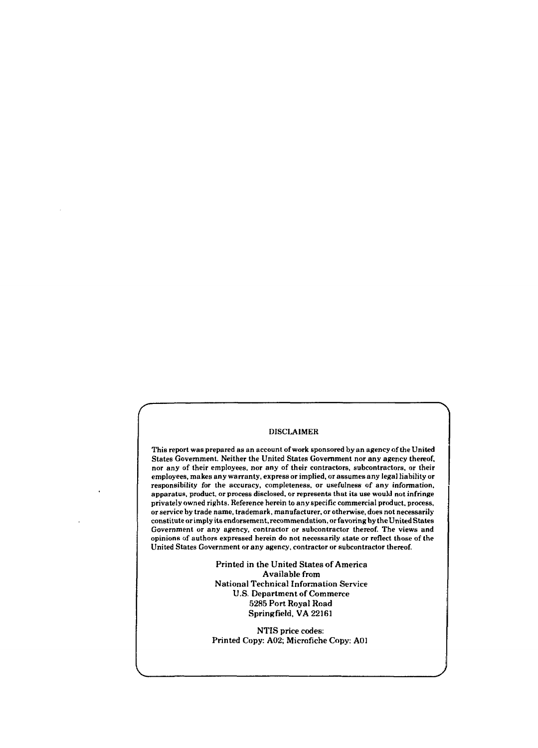## DISCLAIMER

This report was prepared as an account of work sponsored by an agency of the United States Government. Neither the United States Government nor any agency thereof, nor any of their employees, nor any of their contractors, subcontractors, or their employees, makes any warranty, express or implied, or assumes any legal liability or responsibility for the accuracy, completeness, or usefulness of any information, apparatus, product, or process disclosed, or represents that its use would not infringe privately owned rights. Reference herein to any specific commercial product, process, or service by trade name, trademark, manufacturer, or otherwise, does not necessarily constitute or imply its endorsement, recommendation, or favoring by the United States Government or any agency, contractor or subcontractor thereof. The views and opinions of authors expressed herein do not necessarily state or reflect those of the United States Government or any agency, contractor or subcontractor thereof.

Printed in the United States of America
Available from
National Technical Information Service
U.S. Department of Commerce
5285 Port Royal Road
Springfield, VA 22161

NTIS price codes:
Printed Copy: A02; Microfiche Copy: A01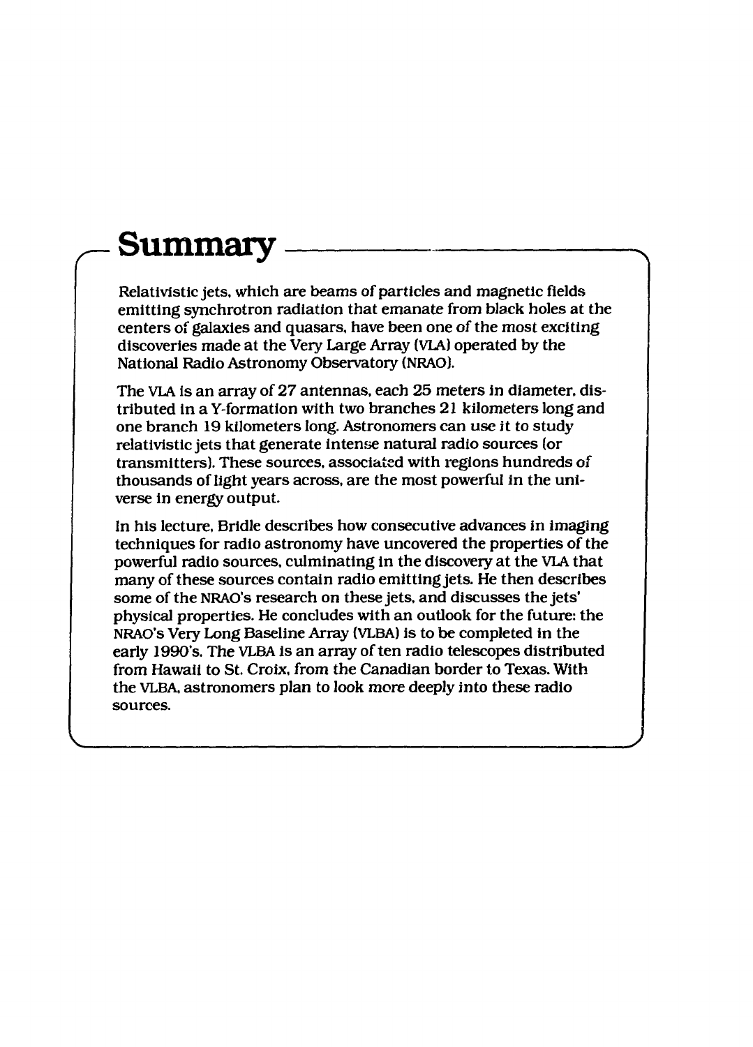# Summary

Relativistic jets, which are beams of particles and magnetic fields emitting synchrotron radiation that emanate from black holes at the centers of galaxies and quasars, have been one of the most exciting discoveries made at the Very Large Array (VLA) operated by the National Radio Astronomy Observatory (NRAO).

The VLA is an array of 27 antennas, each 25 meters in diameter, distributed in a Y-formation with two branches 21 kilometers long and one branch 19 kilometers long. Astronomers can use it to study relativistic jets that generate intense natural radio sources (or transmitters). These sources, associated with regions hundreds of thousands of light years across, are the most powerful in the universe in energy output.

In his lecture, Bridle describes how consecutive advances in imaging techniques for radio astronomy have uncovered the properties of the powerful radio sources, culminating in the discovery at the VLA that many of these sources contain radio emitting jets. He then describes some of the NRAO's research on these jets, and discusses the jets' physical properties. He concludes with an outlook for the future: the NRAO's Very Long Baseline Array (VLBA) is to be completed in the early 1990's. The VLBA is an array of ten radio telescopes distributed from Hawaii to St. Croix, from the Canadian border to Texas. With the VLBA, astronomers plan to look more deeply into these radio sources.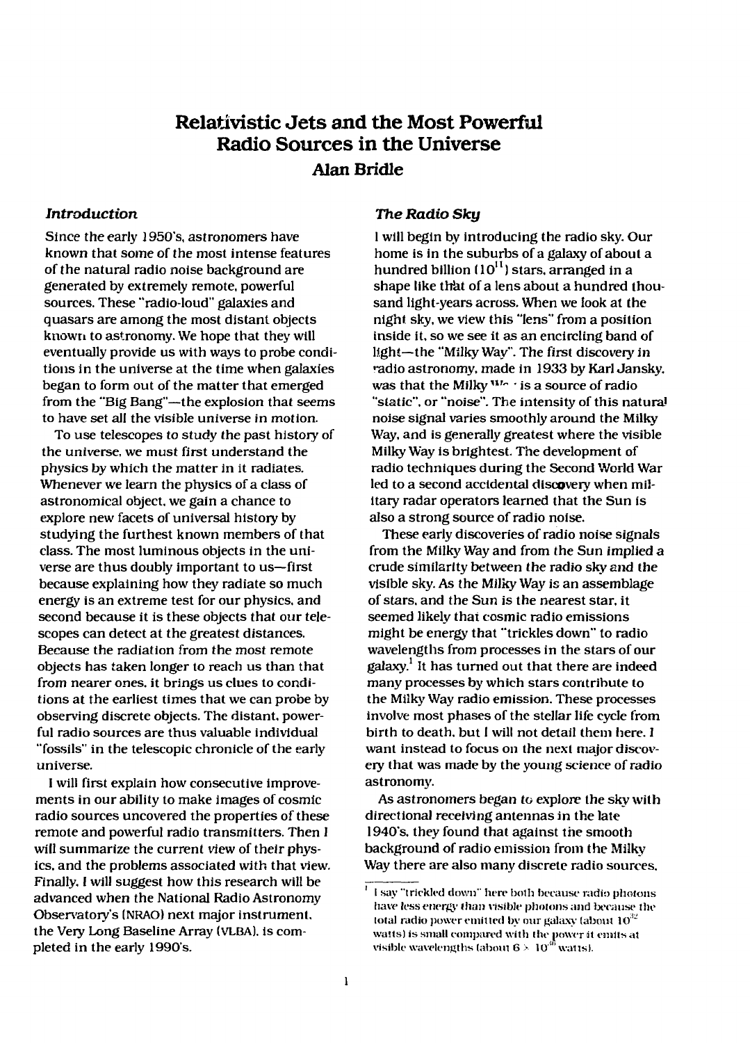# Relativistic Jets and the Most Powerful Radio Sources in the Universe

## Alan Bridle

### *Introduction*

Since the early 1950's, astronomers have known that some of the most intense features of the natural radio noise background are generated by extremely remote, powerful sources. These "radio-loud" galaxies and quasars are among the most distant objects known to astronomy. We hope that they will eventually provide us with ways to probe conditions in the universe at the time when galaxies began to form out of the matter that emerged from the "Big Bang"—the explosion that seems to have set all the visible universe in motion.

To use telescopes to study the past history of the universe, we must first understand the physics by which the matter in it radiates. Whenever we learn the physics of a class of astronomical object, we gain a chance to explore new facets of universal history by studying the furthest known members of that class. The most luminous objects in the universe are thus doubly important to us—first because explaining how they radiate so much energy is an extreme test for our physics, and second because it is these objects that our telescopes can detect at the greatest distances. Because the radiation from the most remote objects has taken longer to reach us than that from nearer ones, it brings us clues to conditions at the earliest times that we can probe by observing discrete objects. The distant, powerful radio sources are thus valuable individual "fossils" in the telescopic chronicle of the early universe.

I will first explain how consecutive improvements in our ability to make images of cosmic radio sources uncovered the properties of these remote and powerful radio transmitters. Then I will summarize the current view of their physics, and the problems associated with that view. Finally, I will suggest how this research will be advanced when the National Radio Astronomy Observatory's (NRAO) next major instrument, the Very Long Baseline Array (VLBA), is completed in the early 1990's.

### *The Radio Sky*

I will begin by introducing the radio sky. Our home is in the suburbs of a galaxy of about a hundred billion ($10^{11}$) stars, arranged in a shape like that of a lens about a hundred thousand light-years across. When we look at the night sky, we view this "lens" from a position inside it, so we see it as an encircling band of light—the "Milky Way". The first discovery in radio astronomy, made in 1933 by Karl Jansky, was that the Milky Way is a source of radio "static", or "noise". The intensity of this natural noise signal varies smoothly around the Milky Way, and is generally greatest where the visible Milky Way is brightest. The development of radio techniques during the Second World War led to a second accidental discovery when military radar operators learned that the Sun is also a strong source of radio noise.

These early discoveries of radio noise signals from the Milky Way and from the Sun implied a crude similarity between the radio sky and the visible sky. As the Milky Way is an assemblage of stars, and the Sun is the nearest star, it seemed likely that cosmic radio emissions might be energy that "trickles down" to radio wavelengths from processes in the stars of our galaxy.[1] It has turned out that there are indeed many processes by which stars contribute to the Milky Way radio emission. These processes involve most phases of the stellar life cycle from birth to death, but I will not detail them here. I want instead to focus on the next major discovery that was made by the young science of radio astronomy.

As astronomers began to explore the sky with directional receiving antennas in the late 1940's, they found that against the smooth background of radio emission from the Milky Way there are also many discrete radio sources,

---

[1] I say "trickled down" here both because radio photons have less energy than visible photons and because the total radio power emitted by our galaxy (about $10^{32}$ watts) is small compared with the power it emits at visible wavelengths (about $6 \times 10^{36}$ watts).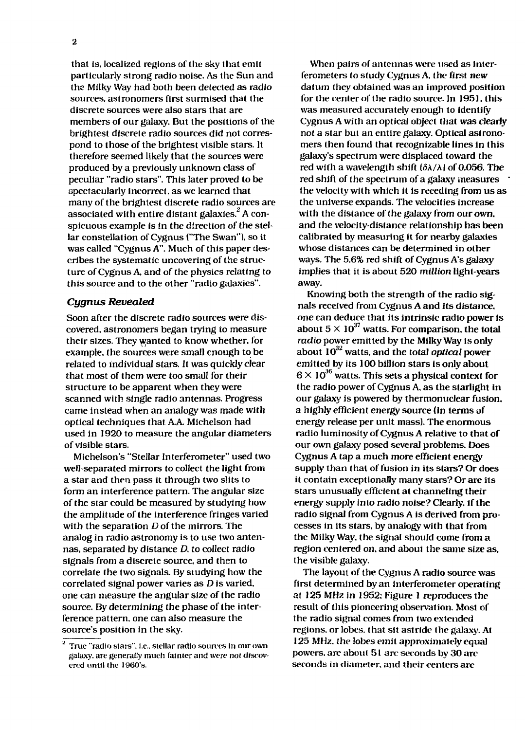that is, localized regions of the sky that emit particularly strong radio noise. As the Sun and the Milky Way had both been detected as radio sources, astronomers first surmised that the discrete sources were also stars that are members of our galaxy. But the positions of the brightest discrete radio sources did not correspond to those of the brightest visible stars. It therefore seemed likely that the sources were produced by a previously unknown class of peculiar "radio stars". This later proved to be spectacularly incorrect, as we learned that many of the brightest discrete radio sources are associated with entire distant galaxies.[2] A conspicuous example is in the direction of the stellar constellation of Cygnus ("The Swan"), so it was called "Cygnus A". Much of this paper describes the systematic uncovering of the structure of Cygnus A, and of the physics relating to this source and to the other "radio galaxies".

### *Cygnus Revealed*

Soon after the discrete radio sources were discovered, astronomers began trying to measure their sizes. They wanted to know whether, for example, the sources were small enough to be related to individual stars. It was quickly clear that most of them were too small for their structure to be apparent when they were scanned with single radio antennas. Progress came instead when an analogy was made with optical techniques that A.A. Michelson had used in 1920 to measure the angular diameters of visible stars.

Michelson's "Stellar Interferometer" used two well-separated mirrors to collect the light from a star and then pass it through two slits to form an interference pattern. The angular size of the star could be measured by studying how the amplitude of the interference fringes varied with the separation $D$ of the mirrors. The analog in radio astronomy is to use two antennas, separated by distance $D$, to collect radio signals from a discrete source, and then to correlate the two signals. By studying how the correlated signal power varies as $D$ is varied, one can measure the angular size of the radio source. By determining the phase of the interference pattern, one can also measure the source's position in the sky.

When pairs of antennas were used as interferometers to study Cygnus A, the first new datum they obtained was an improved position for the center of the radio source. In 1951, this was measured accurately enough to identify Cygnus A with an optical object that was clearly not a star but an entire galaxy. Optical astronomers then found that recognizable lines in this galaxy's spectrum were displaced toward the red with a wavelength shift $(\delta\lambda/\lambda)$ of 0.056. The red shift of the spectrum of a galaxy measures the velocity with which it is receding from us as the universe expands. The velocities increase with the distance of the galaxy from our own, and the velocity-distance relationship has been calibrated by measuring it for nearby galaxies whose distances can be determined in other ways. The 5.6% red shift of Cygnus A's galaxy implies that it is about 520 *million* light-years away.

Knowing both the strength of the radio signals received from Cygnus A and its distance, one can deduce that its intrinsic radio power is about $5 \times 10^{37}$ watts. For comparison, the total *radio* power emitted by the Milky Way is only about $10^{32}$ watts, and the total *optical* power emitted by its 100 billion stars is only about $6 \times 10^{36}$ watts. This sets a physical context for the radio power of Cygnus A, as the starlight in our galaxy is powered by thermonuclear fusion, a highly efficient energy source (in terms of energy release per unit mass). The enormous radio luminosity of Cygnus A relative to that of our own galaxy posed several problems. Does Cygnus A tap a much more efficient energy supply than that of fusion in its stars? Or does it contain exceptionally many stars? Or are its stars unusually efficient at channeling their energy supply into radio noise? Clearly, if the radio signal from Cygnus A is derived from processes in its stars, by analogy with that from the Milky Way, the signal should come from a region centered on, and about the same size as, the visible galaxy.

The layout of the Cygnus A radio source was first determined by an interferometer operating at 125 MHz in 1952; Figure 1 reproduces the result of this pioneering observation. Most of the radio signal comes from two extended regions, or lobes, that sit astride the galaxy. At 125 MHz, the lobes emit approximately equal powers, are about 51 arc seconds by 30 arc seconds in diameter, and their centers are

[2] True "radio stars", i.e., stellar radio sources in our own galaxy, are generally much fainter and were not discovered until the 1960's.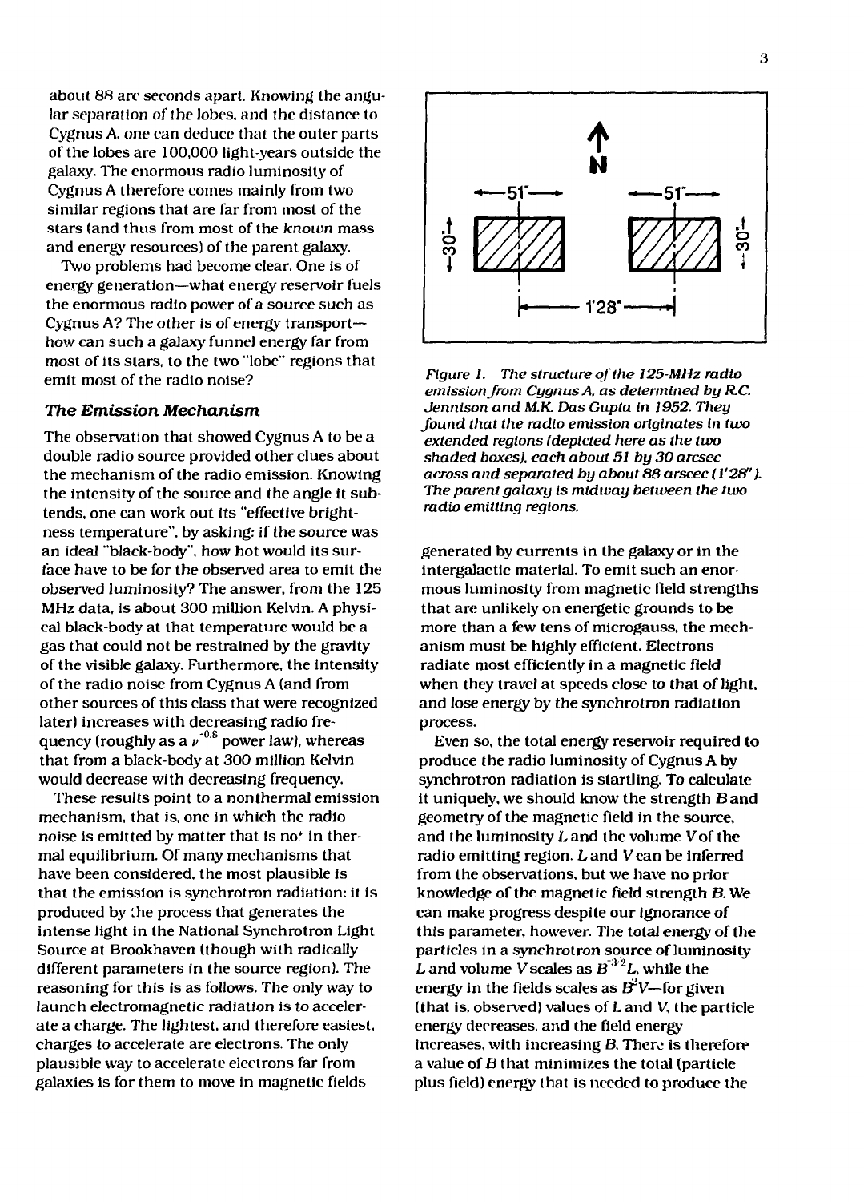about 88 arc seconds apart. Knowing the angular separation of the lobes, and the distance to Cygnus A, one can deduce that the outer parts of the lobes are 100,000 light-years outside the galaxy. The enormous radio luminosity of Cygnus A therefore comes mainly from two similar regions that are far from most of the stars (and thus from most of the *known* mass and energy resources) of the parent galaxy.

Two problems had become clear. One is of energy generation—what energy reservoir fuels the enormous radio power of a source such as Cygnus A? The other is of energy transport—how can such a galaxy funnel energy far from most of its stars, to the two "lobe" regions that emit most of the radio noise?

### The Emission Mechanism

The observation that showed Cygnus A to be a double radio source provided other clues about the mechanism of the radio emission. Knowing the intensity of the source and the angle it subtends, one can work out its "effective brightness temperature", by asking: if the source was an ideal "black-body", how hot would its surface have to be for the observed area to emit the observed luminosity? The answer, from the 125 MHz data, is about 300 million Kelvin. A physical black-body at that temperature would be a gas that could not be restrained by the gravity of the visible galaxy. Furthermore, the intensity of the radio noise from Cygnus A (and from other sources of this class that were recognized later) increases with decreasing radio frequency (roughly as a $\nu^{-0.8}$ power law), whereas that from a black-body at 300 million Kelvin would decrease with decreasing frequency.

These results point to a nonthermal emission mechanism, that is, one in which the radio noise is emitted by matter that is not in thermal equilibrium. Of many mechanisms that have been considered, the most plausible is that the emission is synchrotron radiation: it is produced by the process that generates the intense light in the National Synchrotron Light Source at Brookhaven (though with radically different parameters in the source region). The reasoning for this is as follows. The only way to launch electromagnetic radiation is to accelerate a charge. The lightest, and therefore easiest, charges to accelerate are electrons. The only plausible way to accelerate electrons far from galaxies is for them to move in magnetic fields generated by currents in the galaxy or in the intergalactic material. To emit such an enormous luminosity from magnetic field strengths that are unlikely on energetic grounds to be more than a few tens of microgauss, the mechanism must be highly efficient. Electrons radiate most efficiently in a magnetic field when they travel at speeds close to that of light, and lose energy by the synchrotron radiation process.

*Figure 1. The structure of the 125-MHz radio emission from Cygnus A, as determined by R.C. Jennison and M.K. Das Gupta in 1952. They found that the radio emission originates in two extended regions (depicted here as the two shaded boxes), each about 51 by 30 arcsec across and separated by about 88 arcsec (1'28"). The parent galaxy is midway between the two radio emitting regions.*

Even so, the total energy reservoir required to produce the radio luminosity of Cygnus A by synchrotron radiation is startling. To calculate it uniquely, we should know the strength $B$ and geometry of the magnetic field in the source, and the luminosity $L$ and the volume $V$ of the radio emitting region. $L$ and $V$ can be inferred from the observations, but we have no prior knowledge of the magnetic field strength $B$. We can make progress despite our ignorance of this parameter, however. The total energy of the particles in a synchrotron source of luminosity $L$ and volume $V$ scales as $B^{-3/2}L$, while the energy in the fields scales as $B^2V$—for given (that is, observed) values of $L$ and $V$, the particle energy decreases, and the field energy increases, with increasing $B$. There is therefore a value of $B$ that minimizes the total (particle plus field) energy that is needed to produce the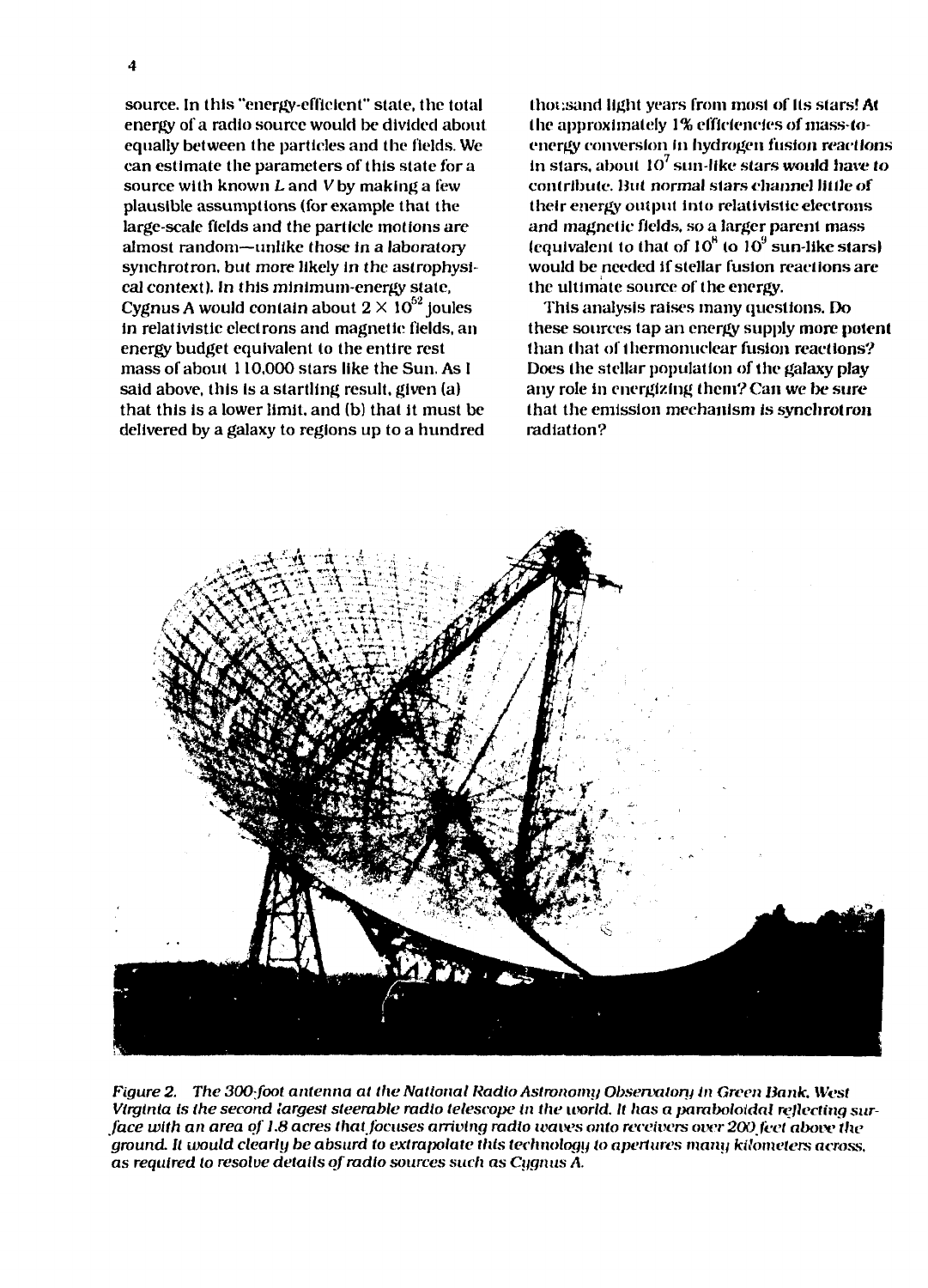source. In this "energy-efficient" state, the total energy of a radio source would be divided about equally between the particles and the fields. We can estimate the parameters of this state for a source with known $L$ and $V$ by making a few plausible assumptions (for example that the large-scale fields and the particle motions are almost random—unlike those in a laboratory synchrotron, but more likely in the astrophysical context). In this minimum-energy state, Cygnus A would contain about $2 \times 10^{52}$ joules in relativistic electrons and magnetic fields, an energy budget equivalent to the entire rest mass of about 110,000 stars like the Sun. As I said above, this is a startling result, given (a) that this is a lower limit, and (b) that it must be delivered by a galaxy to regions up to a hundred thousand light years from most of its stars! At the approximately 1% efficiencies of mass-to-energy conversion in hydrogen fusion reactions in stars, about $10^7$ sun-like stars would have to contribute. But normal stars channel little of their energy output into relativistic electrons and magnetic fields, so a larger parent mass (equivalent to that of $10^8$ to $10^9$ sun-like stars) would be needed if stellar fusion reactions are the ultimate source of the energy.

This analysis raises many questions. Do these sources tap an energy supply more potent than that of thermonuclear fusion reactions? Does the stellar population of the galaxy play any role in energizing them? Can we be sure that the emission mechanism is synchrotron radiation?

*Figure 2. The 300-foot antenna at the National Radio Astronomy Observatory in Green Bank, West Virginia is the second largest steerable radio telescope in the world. It has a paraboloidal reflecting surface with an area of 1.8 acres that focuses arriving radio waves onto receivers over 200 feet above the ground. It would clearly be absurd to extrapolate this technology to apertures many kilometers across, as required to resolve details of radio sources such as Cygnus A.*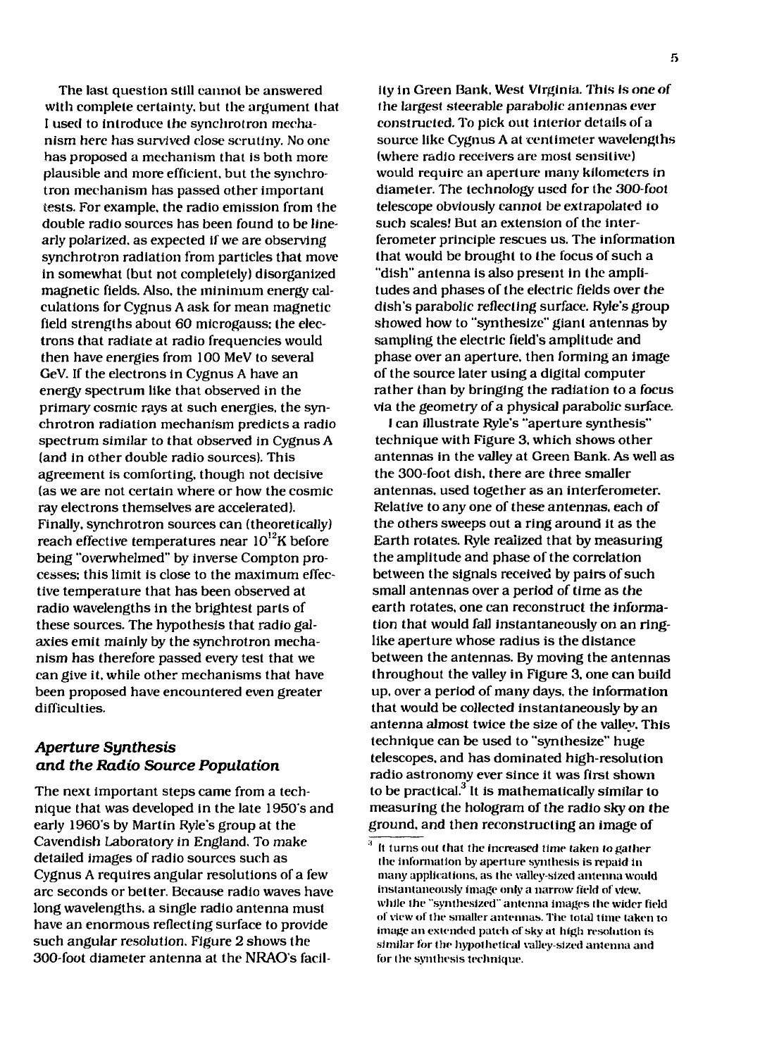The last question still cannot be answered with complete certainty, but the argument that I used to introduce the synchrotron mechanism here has survived close scrutiny. No one has proposed a mechanism that is both more plausible and more efficient, but the synchrotron mechanism has passed other important tests. For example, the radio emission from the double radio sources has been found to be linearly polarized, as expected if we are observing synchrotron radiation from particles that move in somewhat (but not completely) disorganized magnetic fields. Also, the minimum energy calculations for Cygnus A ask for mean magnetic field strengths about 60 microgauss; the electrons that radiate at radio frequencies would then have energies from 100 MeV to several GeV. If the electrons in Cygnus A have an energy spectrum like that observed in the primary cosmic rays at such energies, the synchrotron radiation mechanism predicts a radio spectrum similar to that observed in Cygnus A (and in other double radio sources). This agreement is comforting, though not decisive (as we are not certain where or how the cosmic ray electrons themselves are accelerated). Finally, synchrotron sources can (theoretically) reach effective temperatures near $10^{12}$K before being "overwhelmed" by inverse Compton processes; this limit is close to the maximum effective temperature that has been observed at radio wavelengths in the brightest parts of these sources. The hypothesis that radio galaxies emit mainly by the synchrotron mechanism has therefore passed every test that we can give it, while other mechanisms that have been proposed have encountered even greater difficulties.

## *Aperture Synthesis and the Radio Source Population*

The next important steps came from a technique that was developed in the late 1950's and early 1960's by Martin Ryle's group at the Cavendish Laboratory in England. To make detailed images of radio sources such as Cygnus A requires angular resolutions of a few arc seconds or better. Because radio waves have long wavelengths, a single radio antenna must have an enormous reflecting surface to provide such angular resolution. Figure 2 shows the 300-foot diameter antenna at the NRAO's facility in Green Bank, West Virginia. This is one of the largest steerable parabolic antennas ever constructed. To pick out interior details of a source like Cygnus A at centimeter wavelengths (where radio receivers are most sensitive) would require an aperture many kilometers in diameter. The technology used for the 300-foot telescope obviously cannot be extrapolated to such scales! But an extension of the interferometer principle rescues us. The information that would be brought to the focus of such a "dish" antenna is also present in the amplitudes and phases of the electric fields over the dish's parabolic reflecting surface. Ryle's group showed how to "synthesize" giant antennas by sampling the electric field's amplitude and phase over an aperture, then forming an image of the source later using a digital computer rather than by bringing the radiation to a focus via the geometry of a physical parabolic surface.

I can illustrate Ryle's "aperture synthesis" technique with Figure 3, which shows other antennas in the valley at Green Bank. As well as the 300-foot dish, there are three smaller antennas, used together as an interferometer. Relative to any one of these antennas, each of the others sweeps out a ring around it as the Earth rotates. Ryle realized that by measuring the amplitude and phase of the correlation between the signals received by pairs of such small antennas over a period of time as the earth rotates, one can reconstruct the information that would fall instantaneously on an ring-like aperture whose radius is the distance between the antennas. By moving the antennas throughout the valley in Figure 3, one can build up, over a period of many days, the information that would be collected instantaneously by an antenna almost twice the size of the valley. This technique can be used to "synthesize" huge telescopes, and has dominated high-resolution radio astronomy ever since it was first shown to be practical.[3] It is mathematically similar to measuring the hologram of the radio sky on the ground, and then reconstructing an image of

[3] It turns out that the increased time taken to gather the information by aperture synthesis is repaid in many applications, as the valley-sized antenna would instantaneously image only a narrow field of view, while the "synthesized" antenna images the wider field of view of the smaller antennas. The total time taken to image an extended patch of sky at high resolution is similar for the hypothetical valley-sized antenna and for the synthesis technique.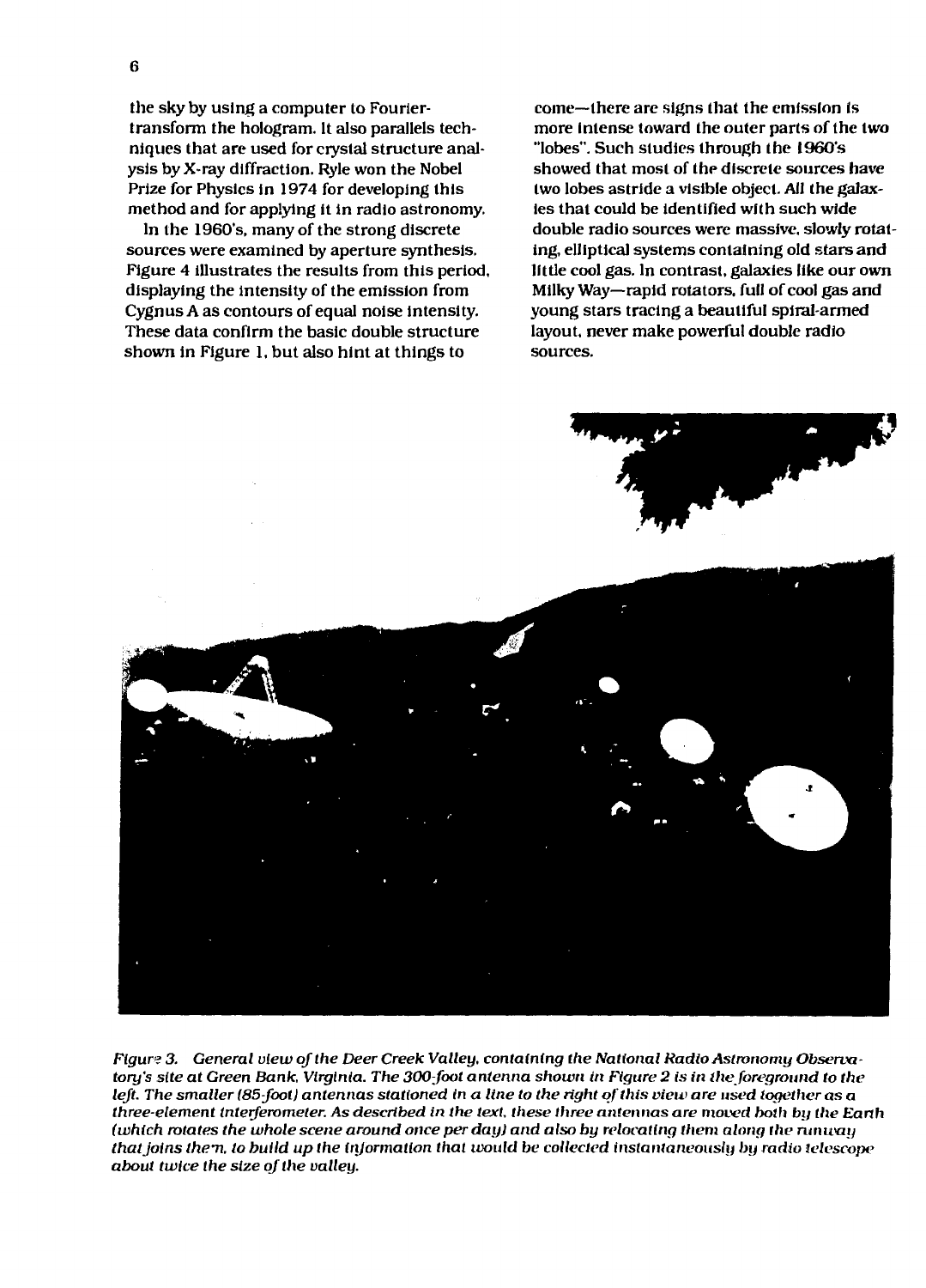the sky by using a computer to Fourier-transform the hologram. It also parallels techniques that are used for crystal structure analysis by X-ray diffraction. Ryle won the Nobel Prize for Physics in 1974 for developing this method and for applying it in radio astronomy.

In the 1960's, many of the strong discrete sources were examined by aperture synthesis. Figure 4 illustrates the results from this period, displaying the intensity of the emission from Cygnus A as contours of equal noise intensity. These data confirm the basic double structure shown in Figure 1, but also hint at things to come—there are signs that the emission is more intense toward the outer parts of the two "lobes". Such studies through the 1960's showed that most of the discrete sources have two lobes astride a visible object. All the galaxies that could be identified with such wide double radio sources were massive, slowly rotating, elliptical systems containing old stars and little cool gas. In contrast, galaxies like our own Milky Way—rapid rotators, full of cool gas and young stars tracing a beautiful spiral-armed layout, never make powerful double radio sources.

*Figure 3. General view of the Deer Creek Valley, containing the National Radio Astronomy Observatory's site at Green Bank, Virginia. The 300-foot antenna shown in Figure 2 is in the foreground to the left. The smaller (85-foot) antennas stationed in a line to the right of this view are used together as a three-element interferometer. As described in the text, these three antennas are moved both by the Earth (which rotates the whole scene around once per day) and also by relocating them along the runway that joins them, to build up the information that would be collected instantaneously by radio telescope about twice the size of the valley.*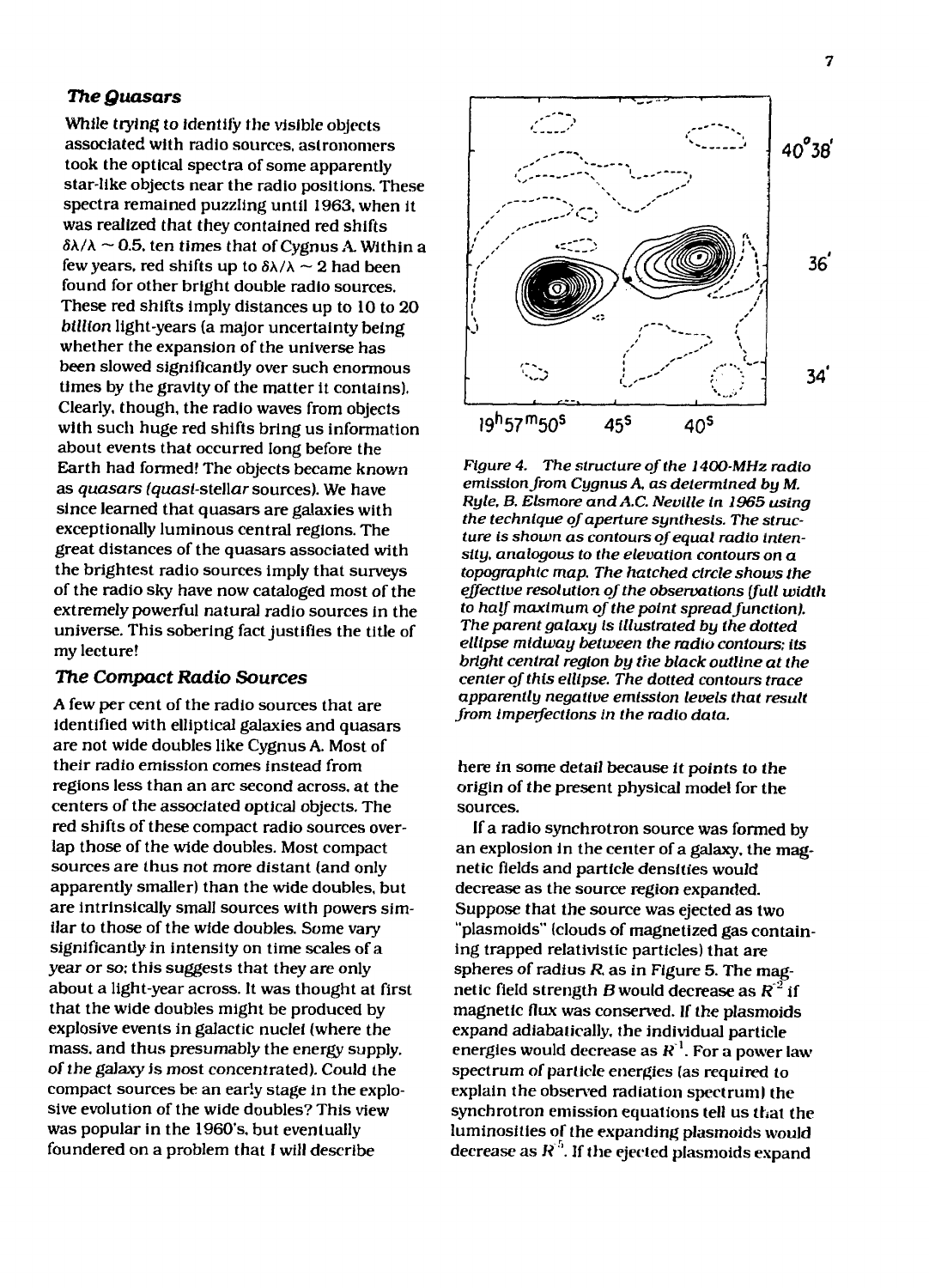### The Quasars

While trying to identify the visible objects associated with radio sources, astronomers took the optical spectra of some apparently star-like objects near the radio positions. These spectra remained puzzling until 1963, when it was realized that they contained red shifts $\delta\lambda/\lambda \sim 0.5$, ten times that of Cygnus A. Within a few years, red shifts up to $\delta\lambda/\lambda \sim 2$ had been found for other bright double radio sources. These red shifts imply distances up to 10 to 20 *billion* light-years (a major uncertainty being whether the expansion of the universe has been slowed significantly over such enormous times by the gravity of the matter it contains). Clearly, though, the radio waves from objects with such huge red shifts bring us information about events that occurred long before the Earth had formed! The objects became known as *quasars* (*quasi*-stellar sources). We have since learned that quasars are galaxies with exceptionally luminous central regions. The great distances of the quasars associated with the brightest radio sources imply that surveys of the radio sky have now cataloged most of the extremely powerful natural radio sources in the universe. This sobering fact justifies the title of my lecture!

### The Compact Radio Sources

A few per cent of the radio sources that are identified with elliptical galaxies and quasars are not wide doubles like Cygnus A. Most of their radio emission comes instead from regions less than an arc second across, at the centers of the associated optical objects. The red shifts of these compact radio sources overlap those of the wide doubles. Most compact sources are thus not more distant (and only apparently smaller) than the wide doubles, but are intrinsically small sources with powers similar to those of the wide doubles. Some vary significantly in intensity on time scales of a year or so; this suggests that they are only about a light-year across. It was thought at first that the wide doubles might be produced by explosive events in galactic nuclei (where the mass, and thus presumably the energy supply, of the galaxy is most concentrated). Could the compact sources be an early stage in the explosive evolution of the wide doubles? This view was popular in the 1960's, but eventually foundered on a problem that I will describe here in some detail because it points to the origin of the present physical model for the sources.

*Figure 4. The structure of the 1400-MHz radio emission from Cygnus A, as determined by M. Ryle, B. Elsmore and A.C. Neville in 1965 using the technique of aperture synthesis. The structure is shown as contours of equal radio intensity, analogous to the elevation contours on a topographic map. The hatched circle shows the effective resolution of the observations (full width to half maximum of the point spread function). The parent galaxy is illustrated by the dotted ellipse midway between the radio contours; its bright central region by the black outline at the center of this ellipse. The dotted contours trace apparently negative emission levels that result from imperfections in the radio data.*

If a radio synchrotron source was formed by an explosion in the center of a galaxy, the magnetic fields and particle densities would decrease as the source region expanded. Suppose that the source was ejected as two "plasmoids" (clouds of magnetized gas containing trapped relativistic particles) that are spheres of radius $R$, as in Figure 5. The magnetic field strength $B$ would decrease as $R^{-2}$ if magnetic flux was conserved. If the plasmoids expand adiabatically, the individual particle energies would decrease as $R^{-1}$. For a power law spectrum of particle energies (as required to explain the observed radiation spectrum) the synchrotron emission equations tell us that the luminosities of the expanding plasmoids would decrease as $R^{-5}$. If the ejected plasmoids expand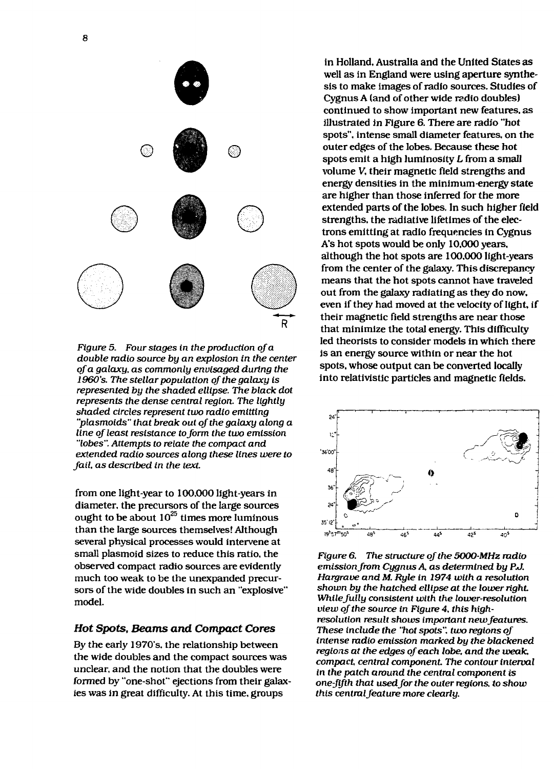*Figure 5. Four stages in the production of a double radio source by an explosion in the center of a galaxy, as commonly envisaged during the 1960's. The stellar population of the galaxy is represented by the shaded ellipse. The black dot represents the dense central region. The lightly shaded circles represent two radio emitting "plasmoids" that break out of the galaxy along a line of least resistance to form the two emission "lobes". Attempts to relate the compact and extended radio sources along these lines were to fail, as described in the text.*

from one light-year to 100,000 light-years in diameter, the precursors of the large sources ought to be about $10^{25}$ times more luminous than the large sources themselves! Although several physical processes would intervene at small plasmoid sizes to reduce this ratio, the observed compact radio sources are evidently much too weak to be the unexpanded precursors of the wide doubles in such an "explosive" model.

### *Hot Spots, Beams and Compact Cores*

By the early 1970's, the relationship between the wide doubles and the compact sources was unclear, and the notion that the doubles were formed by "one-shot" ejections from their galaxies was in great difficulty. At this time, groups in Holland, Australia and the United States as well as in England were using aperture synthesis to make images of radio sources. Studies of Cygnus A (and of other wide radio doubles) continued to show important new features, as illustrated in Figure 6. There are radio "hot spots", intense small diameter features, on the outer edges of the lobes. Because these hot spots emit a high luminosity $L$ from a small volume $V$, their magnetic field strengths and energy densities in the minimum-energy state are higher than those inferred for the more extended parts of the lobes. In such higher field strengths, the radiative lifetimes of the electrons emitting at radio frequencies in Cygnus A's hot spots would be only 10,000 years, although the hot spots are 100,000 light-years from the center of the galaxy. This discrepancy means that the hot spots cannot have traveled out from the galaxy radiating as they do now, even if they had moved at the velocity of light, if their magnetic field strengths are near those that minimize the total energy. This difficulty led theorists to consider models in which there is an energy source within or near the hot spots, whose output can be converted locally into relativistic particles and magnetic fields.

*Figure 6. The structure of the 5000-MHz radio emission from Cygnus A, as determined by P.J. Hargrave and M. Ryle in 1974 with a resolution shown by the hatched ellipse at the lower right. While fully consistent with the lower-resolution view of the source in Figure 4, this high-resolution result shows important new features. These include the "hot spots", two regions of intense radio emission marked by the blackened regions at the edges of each lobe, and the weak, compact, central component. The contour interval in the patch around the central component is one-fifth that used for the outer regions, to show this central feature more clearly.*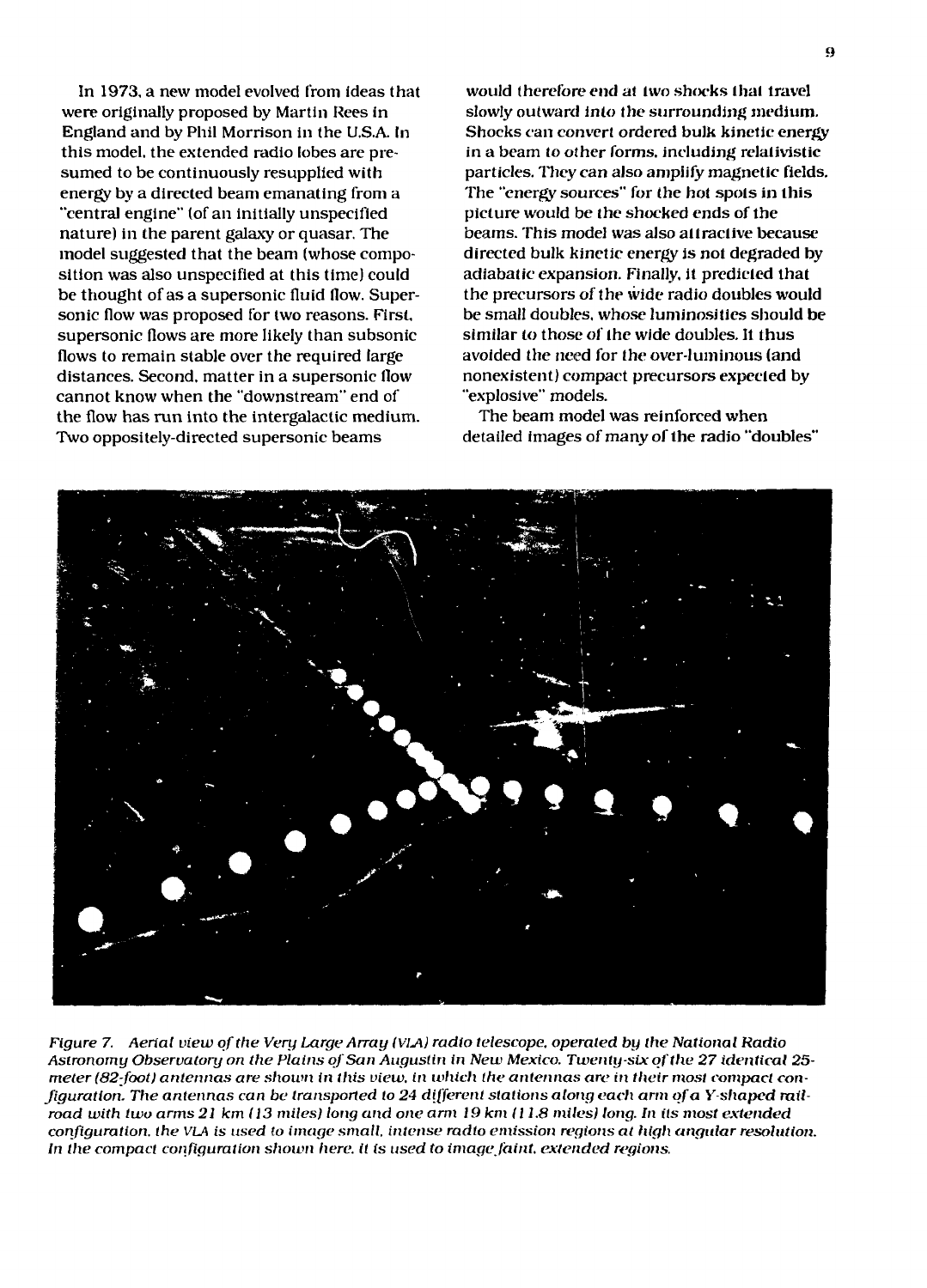In 1973, a new model evolved from ideas that were originally proposed by Martin Rees in England and by Phil Morrison in the U.S.A. In this model, the extended radio lobes are presumed to be continuously resupplied with energy by a directed beam emanating from a "central engine" (of an initially unspecified nature) in the parent galaxy or quasar. The model suggested that the beam (whose composition was also unspecified at this time) could be thought of as a supersonic fluid flow. Supersonic flow was proposed for two reasons. First, supersonic flows are more likely than subsonic flows to remain stable over the required large distances. Second, matter in a supersonic flow cannot know when the "downstream" end of the flow has run into the intergalactic medium. Two oppositely-directed supersonic beams would therefore end at two shocks that travel slowly outward into the surrounding medium. Shocks can convert ordered bulk kinetic energy in a beam to other forms, including relativistic particles. They can also amplify magnetic fields. The "energy sources" for the hot spots in this picture would be the shocked ends of the beams. This model was also attractive because directed bulk kinetic energy is not degraded by adiabatic expansion. Finally, it predicted that the precursors of the wide radio doubles would be small doubles, whose luminosities should be similar to those of the wide doubles. It thus avoided the need for the over-luminous (and nonexistent) compact precursors expected by "explosive" models.

The beam model was reinforced when detailed images of many of the radio "doubles"

*Figure 7. Aerial view of the Very Large Array (VLA) radio telescope, operated by the National Radio Astronomy Observatory on the Plains of San Augustin in New Mexico. Twenty-six of the 27 identical 25-meter (82-foot) antennas are shown in this view, in which the antennas are in their most compact configuration. The antennas can be transported to 24 different stations along each arm of a Y-shaped railroad with two arms 21 km (13 miles) long and one arm 19 km (11.8 miles) long. In its most extended configuration, the VLA is used to image small, intense radio emission regions at high angular resolution. In the compact configuration shown here, it is used to image faint, extended regions.*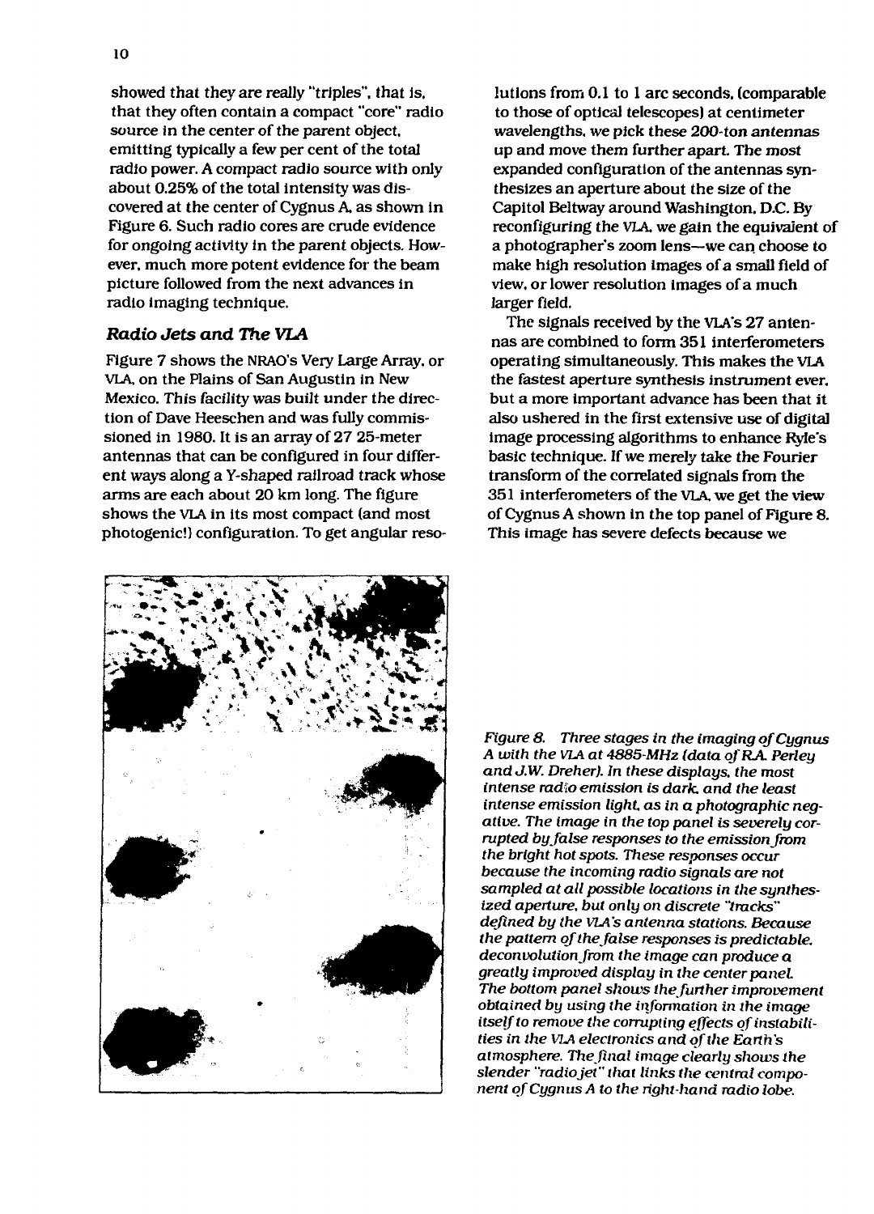showed that they are really "triples", that is, that they often contain a compact "core" radio source in the center of the parent object, emitting typically a few per cent of the total radio power. A compact radio source with only about 0.25% of the total intensity was discovered at the center of Cygnus A, as shown in Figure 6. Such radio cores are crude evidence for ongoing activity in the parent objects. However, much more potent evidence for the beam picture followed from the next advances in radio imaging technique.

### *Radio Jets and The VLA*

Figure 7 shows the NRAO's Very Large Array, or VLA, on the Plains of San Augustin in New Mexico. This facility was built under the direction of Dave Heeschen and was fully commissioned in 1980. It is an array of 27 25-meter antennas that can be configured in four different ways along a Y-shaped railroad track whose arms are each about 20 km long. The figure shows the VLA in its most compact (and most photogenic!) configuration. To get angular resolutions from 0.1 to 1 arc seconds, (comparable to those of optical telescopes) at centimeter wavelengths, we pick these 200-ton antennas up and move them further apart. The most expanded configuration of the antennas synthesizes an aperture about the size of the Capitol Beltway around Washington, D.C. By reconfiguring the VLA, we gain the equivalent of a photographer's zoom lens—we can choose to make high resolution images of a small field of view, or lower resolution images of a much larger field.

The signals received by the VLA's 27 antennas are combined to form 351 interferometers operating simultaneously. This makes the VLA the fastest aperture synthesis instrument ever, but a more important advance has been that it also ushered in the first extensive use of digital image processing algorithms to enhance Ryle's basic technique. If we merely take the Fourier transform of the correlated signals from the 351 interferometers of the VLA, we get the view of Cygnus A shown in the top panel of Figure 8. This image has severe defects because we

*Figure 8. Three stages in the imaging of Cygnus A with the VLA at 4885-MHz (data of R.A. Perley and J.W. Dreher). In these displays, the most intense radio emission is dark, and the least intense emission light, as in a photographic negative. The image in the top panel is severely corrupted by false responses to the emission from the bright hot spots. These responses occur because the incoming radio signals are not sampled at all possible locations in the synthesized aperture, but only on discrete "tracks" defined by the VLA's antenna stations. Because the pattern of the false responses is predictable, deconvolution from the image can produce a greatly improved display in the center panel. The bottom panel shows the further improvement obtained by using the information in the image itself to remove the corrupting effects of instabilities in the VLA electronics and of the Earth's atmosphere. The final image clearly shows the slender "radio jet" that links the central component of Cygnus A to the right-hand radio lobe.*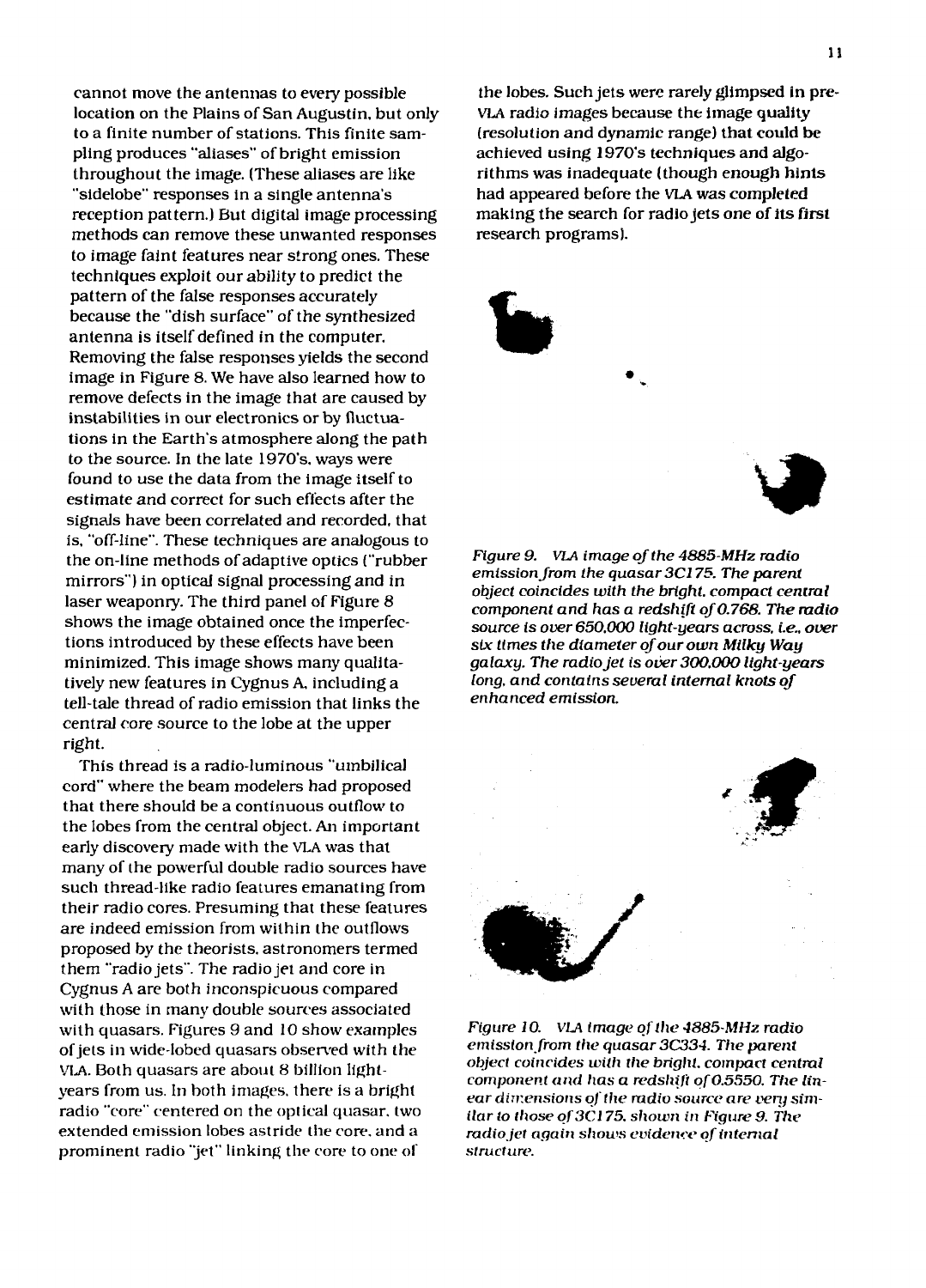cannot move the antennas to every possible location on the Plains of San Augustin, but only to a finite number of stations. This finite sampling produces "aliases" of bright emission throughout the image. (These aliases are like "sidelobe" responses in a single antenna's reception pattern.) But digital image processing methods can remove these unwanted responses to image faint features near strong ones. These techniques exploit our ability to predict the pattern of the false responses accurately because the "dish surface" of the synthesized antenna is itself defined in the computer. Removing the false responses yields the second image in Figure 8. We have also learned how to remove defects in the image that are caused by instabilities in our electronics or by fluctuations in the Earth's atmosphere along the path to the source. In the late 1970's, ways were found to use the data from the image itself to estimate and correct for such effects after the signals have been correlated and recorded, that is, "off-line". These techniques are analogous to the on-line methods of adaptive optics ("rubber mirrors") in optical signal processing and in laser weaponry. The third panel of Figure 8 shows the image obtained once the imperfections introduced by these effects have been minimized. This image shows many qualitatively new features in Cygnus A, including a tell-tale thread of radio emission that links the central core source to the lobe at the upper right.

This thread is a radio-luminous "umbilical cord" where the beam modelers had proposed that there should be a continuous outflow to the lobes from the central object. An important early discovery made with the VLA was that many of the powerful double radio sources have such thread-like radio features emanating from their radio cores. Presuming that these features are indeed emission from within the outflows proposed by the theorists, astronomers termed them "radio jets". The radio jet and core in Cygnus A are both inconspicuous compared with those in many double sources associated with quasars. Figures 9 and 10 show examples of jets in wide-lobed quasars observed with the VLA. Both quasars are about 8 billion light-years from us. In both images, there is a bright radio "core" centered on the optical quasar, two extended emission lobes astride the core, and a prominent radio "jet" linking the core to one of the lobes. Such jets were rarely glimpsed in pre-VLA radio images because the image quality (resolution and dynamic range) that could be achieved using 1970's techniques and algorithms was inadequate (though enough hints had appeared before the VLA was completed making the search for radio jets one of its first research programs).

*Figure 9. VLA image of the 4885-MHz radio emission from the quasar 3C175. The parent object coincides with the bright, compact central component and has a redshift of 0.768. The radio source is over 650,000 light-years across, i.e., over six times the diameter of our own Milky Way galaxy. The radio jet is over 300,000 light-years long, and contains several internal knots of enhanced emission.*

*Figure 10. VLA image of the 4885-MHz radio emission from the quasar 3C334. The parent object coincides with the bright, compact central component and has a redshift of 0.5550. The linear dimensions of the radio source are very similar to those of 3C175, shown in Figure 9. The radio jet again shows evidence of internal structure.*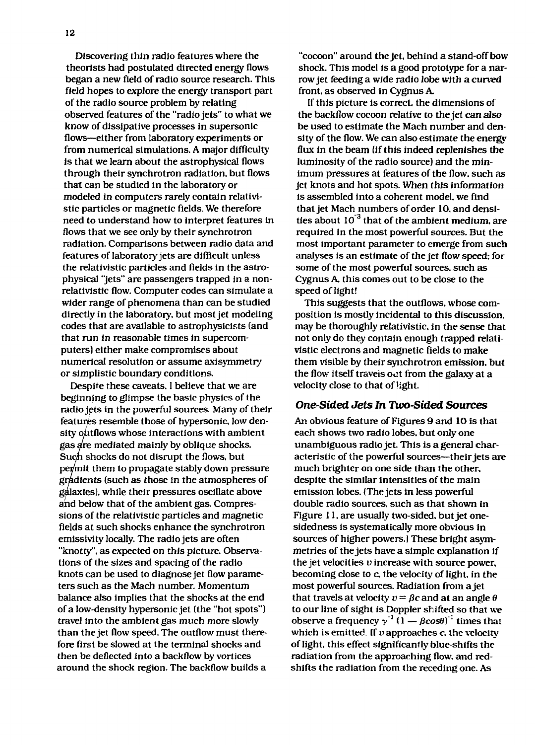Discovering thin radio features where the theorists had postulated directed energy flows began a new field of radio source research. This field hopes to explore the energy transport part of the radio source problem by relating observed features of the "radio jets" to what we know of dissipative processes in supersonic flows—either from laboratory experiments or from numerical simulations. A major difficulty is that we learn about the astrophysical flows through their synchrotron radiation, but flows that can be studied in the laboratory or modeled in computers rarely contain relativistic particles or magnetic fields. We therefore need to understand how to interpret features in flows that we see only by their synchrotron radiation. Comparisons between radio data and features of laboratory jets are difficult unless the relativistic particles and fields in the astrophysical "jets" are passengers trapped in a nonrelativistic flow. Computer codes can simulate a wider range of phenomena than can be studied directly in the laboratory, but most jet modeling codes that are available to astrophysicists (and that run in reasonable times in supercomputers) either make compromises about numerical resolution or assume axisymmetry or simplistic boundary conditions.

Despite these caveats, I believe that we are beginning to glimpse the basic physics of the radio jets in the powerful sources. Many of their features resemble those of hypersonic, low density outflows whose interactions with ambient gas are mediated mainly by oblique shocks. Such shocks do not disrupt the flows, but permit them to propagate stably down pressure gradients (such as those in the atmospheres of galaxies), while their pressures oscillate above and below that of the ambient gas. Compressions of the relativistic particles and magnetic fields at such shocks enhance the synchrotron emissivity locally. The radio jets are often "knotty", as expected on this picture. Observations of the sizes and spacing of the radio knots can be used to diagnose jet flow parameters such as the Mach number. Momentum balance also implies that the shocks at the end of a low-density hypersonic jet (the "hot spots") travel into the ambient gas much more slowly than the jet flow speed. The outflow must therefore first be slowed at the terminal shocks and then be deflected into a backflow by vortices around the shock region. The backflow builds a "cocoon" around the jet, behind a stand-off bow shock. This model is a good prototype for a narrow jet feeding a wide radio lobe with a curved front, as observed in Cygnus A.

If this picture is correct, the dimensions of the backflow cocoon relative to the jet can also be used to estimate the Mach number and density of the flow. We can also estimate the energy flux in the beam (if this indeed replenishes the luminosity of the radio source) and the minimum pressures at features of the flow, such as jet knots and hot spots. When this information is assembled into a coherent model, we find that jet Mach numbers of order 10, and densities about $10^{-3}$ that of the ambient medium, are required in the most powerful sources. But the most important parameter to emerge from such analyses is an estimate of the jet flow speed; for some of the most powerful sources, such as Cygnus A, this comes out to be close to the speed of light!

This suggests that the outflows, whose composition is mostly incidental to this discussion, may be thoroughly relativistic, in the sense that not only do they contain enough trapped relativistic electrons and magnetic fields to make them visible by their synchrotron emission, but the flow itself travels out from the galaxy at a velocity close to that of light.

### *One-Sided Jets In Two-Sided Sources*

An obvious feature of Figures 9 and 10 is that each shows two radio lobes, but only one unambiguous radio jet. This is a general characteristic of the powerful sources—their jets are much brighter on one side than the other, despite the similar intensities of the main emission lobes. (The jets in less powerful double radio sources, such as that shown in Figure 11, are usually two-sided, but jet one-sidedness is systematically more obvious in sources of higher powers.) These bright asymmetries of the jets have a simple explanation if the jet velocities $v$ increase with source power, becoming close to $c$, the velocity of light, in the most powerful sources. Radiation from a jet that travels at velocity $v = \beta c$ and at an angle $\theta$ to our line of sight is Doppler shifted so that we observe a frequency $\gamma^{-1}(1 - \beta\cos\theta)^{-1}$ times that which is emitted. If $v$ approaches $c$, the velocity of light, this effect significantly blue-shifts the radiation from the approaching flow, and red-shifts the radiation from the receding one. As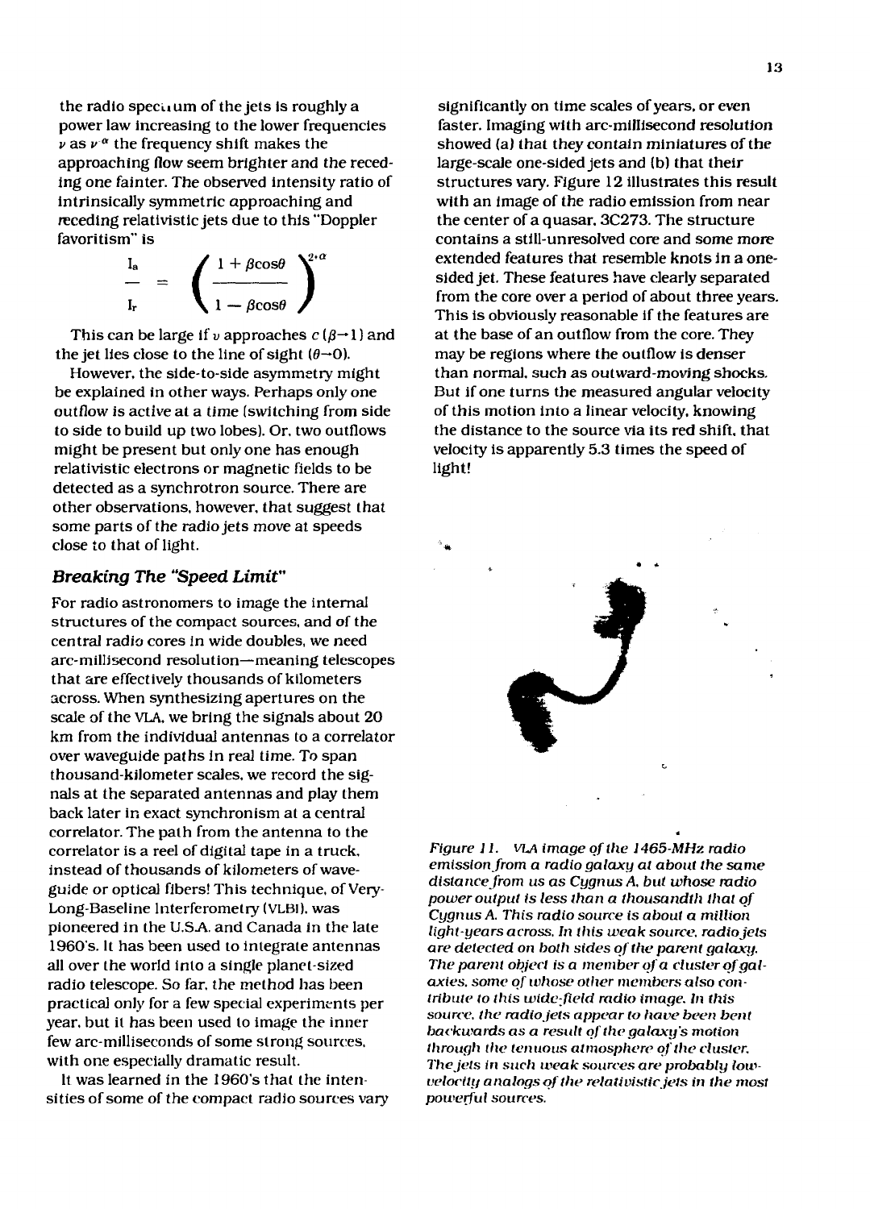the radio spectrum of the jets is roughly a power law increasing to the lower frequencies $\nu$ as $\nu^{-\alpha}$ the frequency shift makes the approaching flow seem brighter and the receding one fainter. The observed intensity ratio of intrinsically symmetric approaching and receding relativistic jets due to this "Doppler favoritism" is

$$\frac{I_a}{I_r} = \left(\frac{1 + \beta\cos\theta}{1 - \beta\cos\theta}\right)^{2+\alpha}$$

This can be large if $v$ approaches $c$ ($\beta \rightarrow 1$) and the jet lies close to the line of sight ($\theta \rightarrow 0$).

However, the side-to-side asymmetry might be explained in other ways. Perhaps only one outflow is active at a time (switching from side to side to build up two lobes). Or, two outflows might be present but only one has enough relativistic electrons or magnetic fields to be detected as a synchrotron source. There are other observations, however, that suggest that some parts of the radio jets move at speeds close to that of light.

### *Breaking The "Speed Limit"*

For radio astronomers to image the internal structures of the compact sources, and of the central radio cores in wide doubles, we need arc-millisecond resolution—meaning telescopes that are effectively thousands of kilometers across. When synthesizing apertures on the scale of the VLA, we bring the signals about 20 km from the individual antennas to a correlator over waveguide paths in real time. To span thousand-kilometer scales, we record the signals at the separated antennas and play them back later in exact synchronism at a central correlator. The path from the antenna to the correlator is a reel of digital tape in a truck, instead of thousands of kilometers of waveguide or optical fibers! This technique, of Very-Long-Baseline Interferometry (VLBI), was pioneered in the U.S.A. and Canada in the late 1960's. It has been used to integrate antennas all over the world into a single planet-sized radio telescope. So far, the method has been practical only for a few special experiments per year, but it has been used to image the inner few arc-milliseconds of some strong sources, with one especially dramatic result.

It was learned in the 1960's that the intensities of some of the compact radio sources vary significantly on time scales of years, or even faster. Imaging with arc-millisecond resolution showed (a) that they contain miniatures of the large-scale one-sided jets and (b) that their structures vary. Figure 12 illustrates this result with an image of the radio emission from near the center of a quasar, 3C273. The structure contains a still-unresolved core and some more extended features that resemble knots in a one-sided jet. These features have clearly separated from the core over a period of about three years. This is obviously reasonable if the features are at the base of an outflow from the core. They may be regions where the outflow is denser than normal, such as outward-moving shocks. But if one turns the measured angular velocity of this motion into a linear velocity, knowing the distance to the source via its red shift, that velocity is apparently 5.3 times the speed of light!

*Figure 11. VLA image of the 1465-MHz radio emission from a radio galaxy at about the same distance from us as Cygnus A, but whose radio power output is less than a thousandth that of Cygnus A. This radio source is about a million light-years across. In this weak source, radio jets are detected on both sides of the parent galaxy. The parent object is a member of a cluster of galaxies, some of whose other members also contribute to this wide-field radio image. In this source, the radio jets appear to have been bent backwards as a result of the galaxy's motion through the tenuous atmosphere of the cluster. The jets in such weak sources are probably low-velocity analogs of the relativistic jets in the most powerful sources.*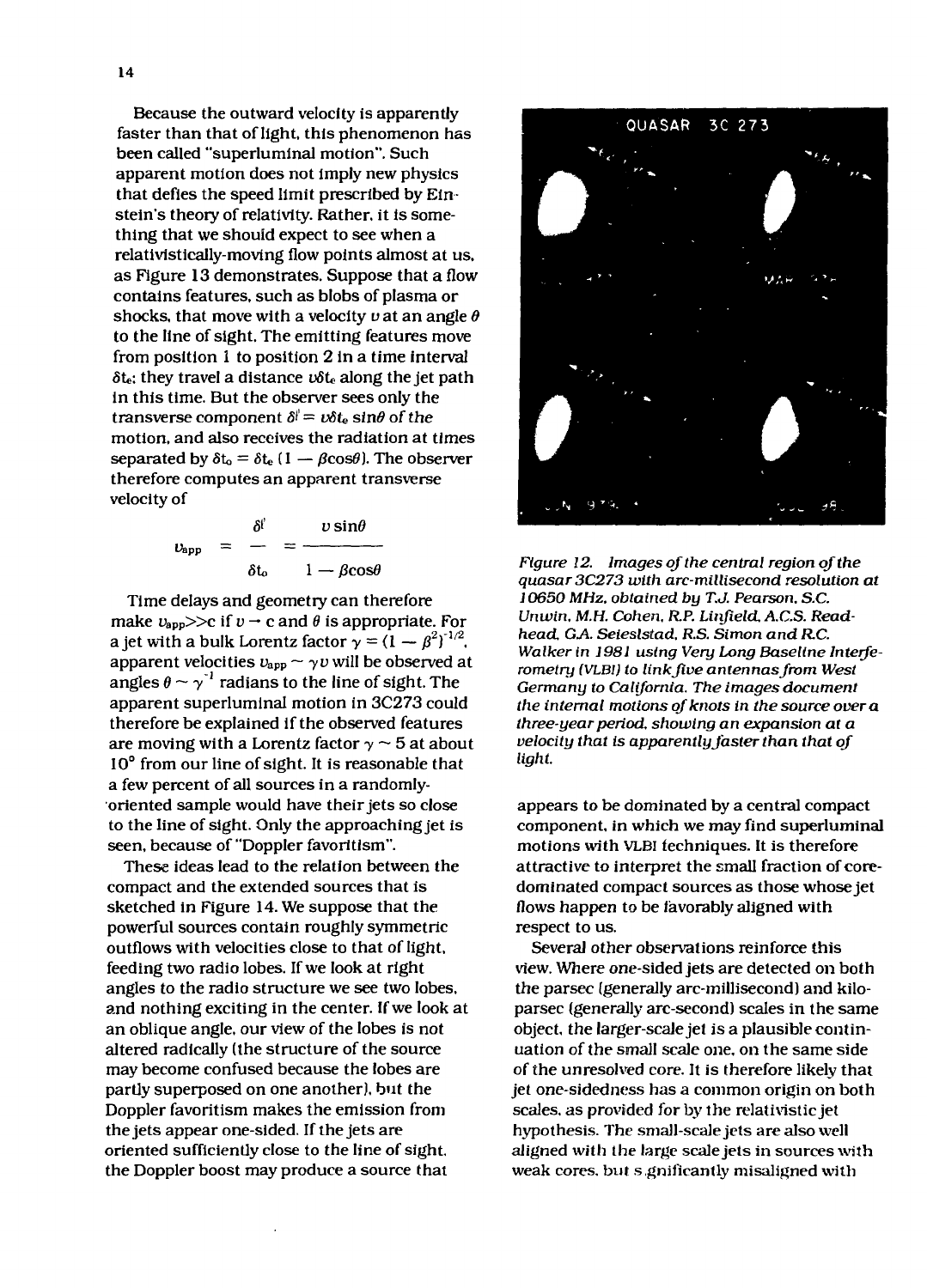Because the outward velocity is apparently faster than that of light, this phenomenon has been called "superluminal motion". Such apparent motion does not imply new physics that defies the speed limit prescribed by Einstein's theory of relativity. Rather, it is something that we should expect to see when a relativistically-moving flow points almost at us, as Figure 13 demonstrates. Suppose that a flow contains features, such as blobs of plasma or shocks, that move with a velocity $v$ at an angle $\theta$ to the line of sight. The emitting features move from position 1 to position 2 in a time interval $\delta t_e$; they travel a distance $v\delta t_e$ along the jet path in this time. But the observer sees only the transverse component $\delta l' = v\delta t_e \sin\theta$ of the motion, and also receives the radiation at times separated by $\delta t_o = \delta t_e (1 - \beta\cos\theta)$. The observer therefore computes an apparent transverse velocity of

$$v_{app} = \frac{\delta l'}{\delta t_o} = \frac{v \sin\theta}{1 - \beta\cos\theta}$$

Time delays and geometry can therefore make $v_{app} \gg c$ if $v \rightarrow c$ and $\theta$ is appropriate. For a jet with a bulk Lorentz factor $\gamma = (1 - \beta^2)^{-1/2}$, apparent velocities $v_{app} \sim \gamma v$ will be observed at angles $\theta \sim \gamma^{-1}$ radians to the line of sight. The apparent superluminal motion in 3C273 could therefore be explained if the observed features are moving with a Lorentz factor $\gamma \sim 5$ at about 10° from our line of sight. It is reasonable that a few percent of all sources in a randomly-oriented sample would have their jets so close to the line of sight. Only the approaching jet is seen, because of "Doppler favoritism".

These ideas lead to the relation between the compact and the extended sources that is sketched in Figure 14. We suppose that the powerful sources contain roughly symmetric outflows with velocities close to that of light, feeding two radio lobes. If we look at right angles to the radio structure we see two lobes, and nothing exciting in the center. If we look at an oblique angle, our view of the lobes is not altered radically (the structure of the source may become confused because the lobes are partly superposed on one another), but the Doppler favoritism makes the emission from the jets appear one-sided. If the jets are oriented sufficiently close to the line of sight, the Doppler boost may produce a source that appears to be dominated by a central compact component, in which we may find superluminal motions with VLBI techniques. It is therefore attractive to interpret the small fraction of core-dominated compact sources as those whose jet flows happen to be favorably aligned with respect to us.

*Figure 12. Images of the central region of the quasar 3C273 with arc-millisecond resolution at 10650 MHz, obtained by T.J. Pearson, S.C. Unwin, M.H. Cohen, R.P. Linfield, A.C.S. Readhead, G.A. Seielstad, R.S. Simon and R.C. Walker in 1981 using Very Long Baseline Interferometry (VLBI) to link five antennas from West Germany to California. The images document the internal motions of knots in the source over a three-year period, showing an expansion at a velocity that is apparently faster than that of light.*

Several other observations reinforce this view. Where one-sided jets are detected on both the parsec (generally arc-millisecond) and kiloparsec (generally arc-second) scales in the same object, the larger-scale jet is a plausible continuation of the small scale one, on the same side of the unresolved core. It is therefore likely that jet one-sidedness has a common origin on both scales, as provided for by the relativistic jet hypothesis. The small-scale jets are also well aligned with the large scale jets in sources with weak cores, but significantly misaligned with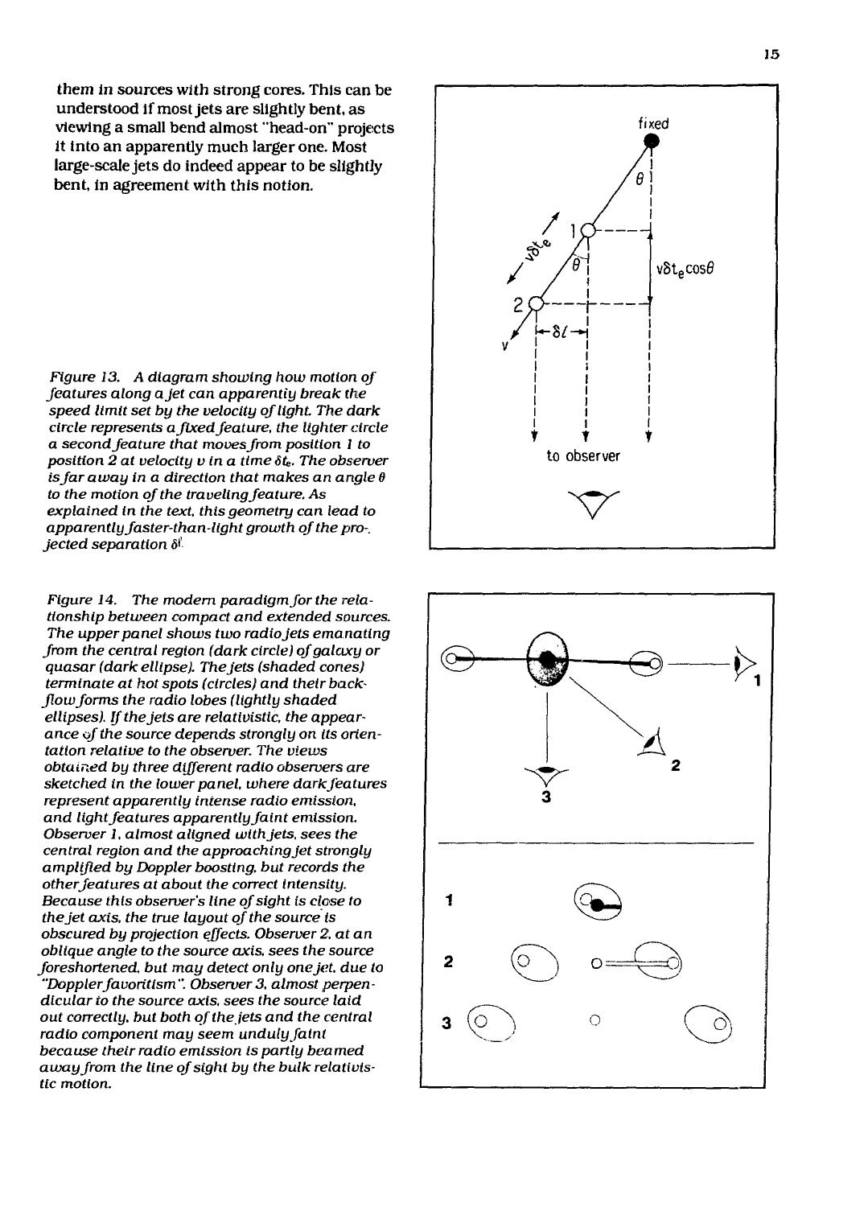them in sources with strong cores. This can be understood if most jets are slightly bent, as viewing a small bend almost "head-on" projects it into an apparently much larger one. Most large-scale jets do indeed appear to be slightly bent, in agreement with this notion.

*Figure 13. A diagram showing how motion of features along a jet can apparently break the speed limit set by the velocity of light. The dark circle represents a fixed feature, the lighter circle a second feature that moves from position 1 to position 2 at velocity $v$ in a time $\delta t_e$. The observer is far away in a direction that makes an angle $\theta$ to the motion of the traveling feature. As explained in the text, this geometry can lead to apparently faster-than-light growth of the projected separation $\delta l$.*

*Figure 14. The modern paradigm for the relationship between compact and extended sources. The upper panel shows two radio jets emanating from the central region (dark circle) of galaxy or quasar (dark ellipse). The jets (shaded cones) terminate at hot spots (circles) and their backflow forms the radio lobes (lightly shaded ellipses). If the jets are relativistic, the appearance of the source depends strongly on its orientation relative to the observer. The views obtained by three different radio observers are sketched in the lower panel, where dark features represent apparently intense radio emission, and light features apparently faint emission. Observer 1, almost aligned with jets, sees the central region and the approaching jet strongly amplified by Doppler boosting, but records the other features at about the correct intensity. Because this observer's line of sight is close to the jet axis, the true layout of the source is obscured by projection effects. Observer 2, at an oblique angle to the source axis, sees the source foreshortened, but may detect only one jet, due to "Doppler favoritism". Observer 3, almost perpendicular to the source axis, sees the source laid out correctly, but both of the jets and the central radio component may seem unduly faint because their radio emission is partly beamed away from the line of sight by the bulk relativistic motion.*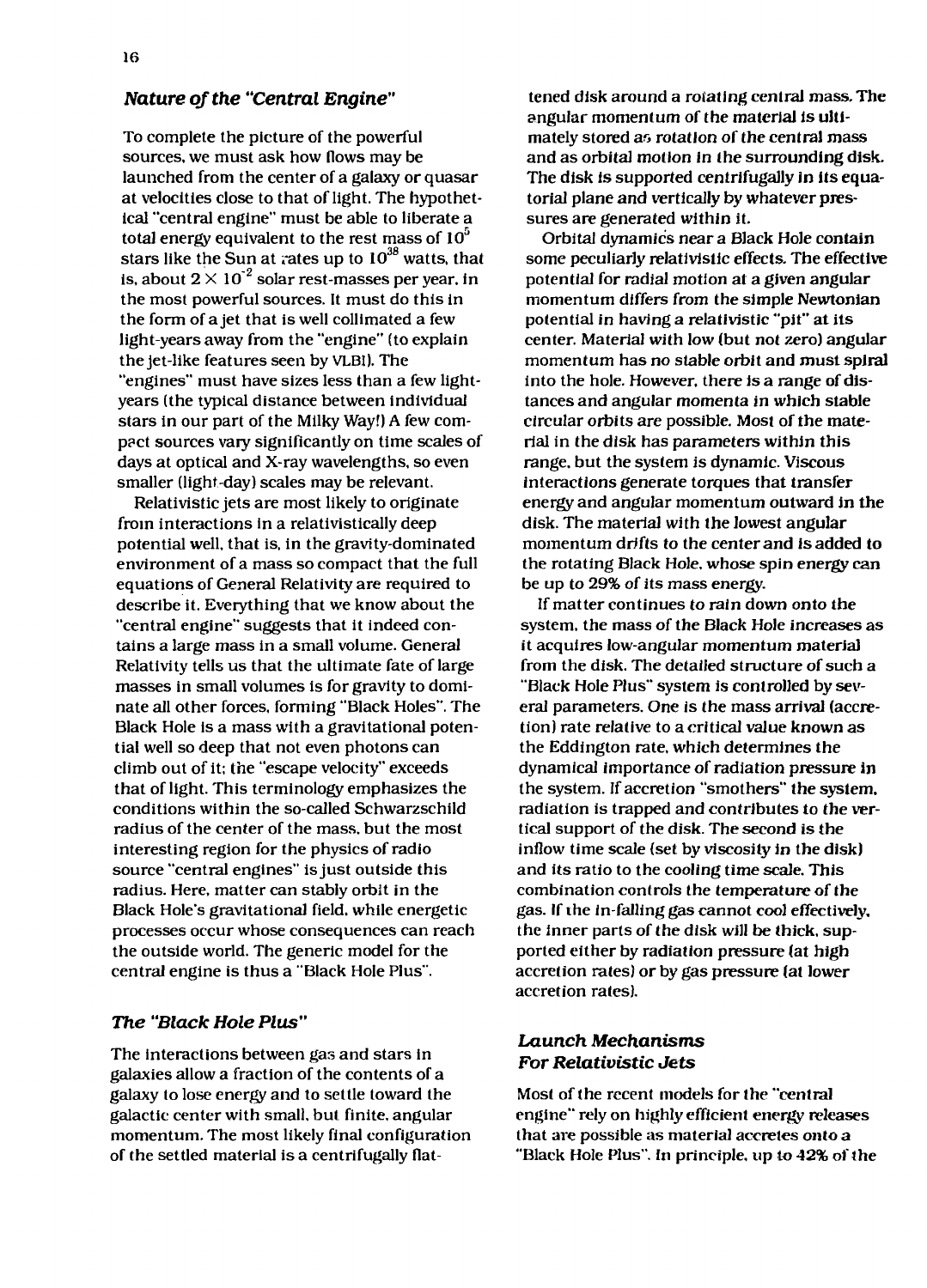### *Nature of the "Central Engine"*

To complete the picture of the powerful sources, we must ask how flows may be launched from the center of a galaxy or quasar at velocities close to that of light. The hypothetical "central engine" must be able to liberate a total energy equivalent to the rest mass of $10^5$ stars like the Sun at rates up to $10^{38}$ watts, that is, about $2 \times 10^{-2}$ solar rest-masses per year, in the most powerful sources. It must do this in the form of a jet that is well collimated a few light-years away from the "engine" (to explain the jet-like features seen by VLBI). The "engines" must have sizes less than a few light-years (the typical distance between individual stars in our part of the Milky Way!) A few compact sources vary significantly on time scales of days at optical and X-ray wavelengths, so even smaller (light-day) scales may be relevant.

Relativistic jets are most likely to originate from interactions in a relativistically deep potential well, that is, in the gravity-dominated environment of a mass so compact that the full equations of General Relativity are required to describe it. Everything that we know about the "central engine" suggests that it indeed contains a large mass in a small volume. General Relativity tells us that the ultimate fate of large masses in small volumes is for gravity to dominate all other forces, forming "Black Holes". The Black Hole is a mass with a gravitational potential well so deep that not even photons can climb out of it; the "escape velocity" exceeds that of light. This terminology emphasizes the conditions within the so-called Schwarzschild radius of the center of the mass, but the most interesting region for the physics of radio source "central engines" is just outside this radius. Here, matter can stably orbit in the Black Hole's gravitational field, while energetic processes occur whose consequences can reach the outside world. The generic model for the central engine is thus a "Black Hole Plus".

### *The "Black Hole Plus"*

The interactions between gas and stars in galaxies allow a fraction of the contents of a galaxy to lose energy and to settle toward the galactic center with small, but finite, angular momentum. The most likely final configuration of the settled material is a centrifugally flattened disk around a rotating central mass. The angular momentum of the material is ultimately stored as rotation of the central mass and as orbital motion in the surrounding disk. The disk is supported centrifugally in its equatorial plane and vertically by whatever pressures are generated within it.

Orbital dynamics near a Black Hole contain some peculiarly relativistic effects. The effective potential for radial motion at a given angular momentum differs from the simple Newtonian potential in having a relativistic "pit" at its center. Material with low (but not zero) angular momentum has no stable orbit and must spiral into the hole. However, there is a range of distances and angular momenta in which stable circular orbits are possible. Most of the material in the disk has parameters within this range, but the system is dynamic. Viscous interactions generate torques that transfer energy and angular momentum outward in the disk. The material with the lowest angular momentum drifts to the center and is added to the rotating Black Hole, whose spin energy can be up to 29% of its mass energy.

If matter continues to rain down onto the system, the mass of the Black Hole increases as it acquires low-angular momentum material from the disk. The detailed structure of such a "Black Hole Plus" system is controlled by several parameters. One is the mass arrival (accretion) rate relative to a critical value known as the Eddington rate, which determines the dynamical importance of radiation pressure in the system. If accretion "smothers" the system, radiation is trapped and contributes to the vertical support of the disk. The second is the inflow time scale (set by viscosity in the disk) and its ratio to the cooling time scale. This combination controls the temperature of the gas. If the in-falling gas cannot cool effectively, the inner parts of the disk will be thick, supported either by radiation pressure (at high accretion rates) or by gas pressure (at lower accretion rates).

### *Launch Mechanisms For Relativistic Jets*

Most of the recent models for the "central engine" rely on highly efficient energy releases that are possible as material accretes onto a "Black Hole Plus". In principle, up to 42% of the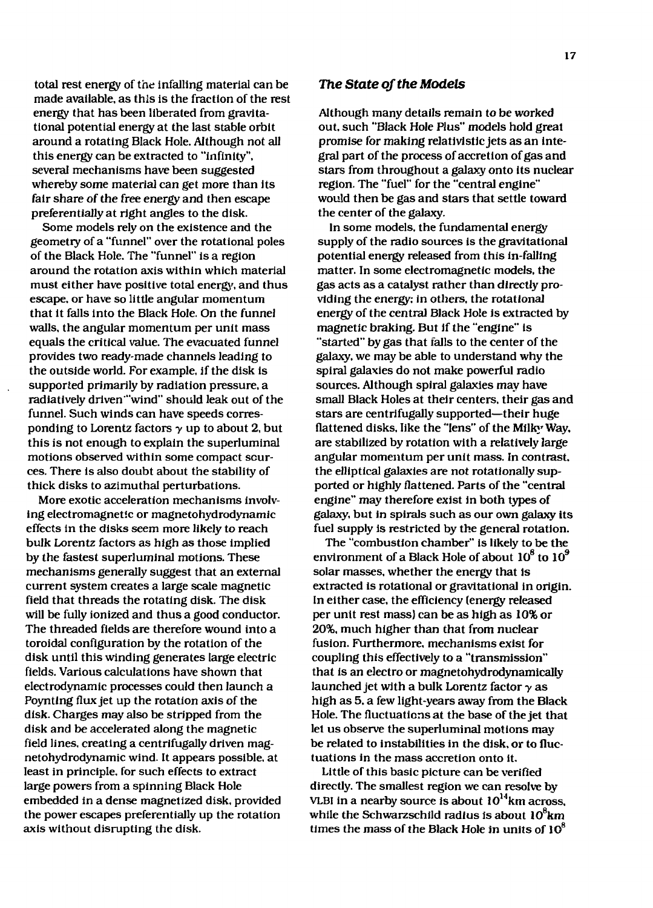total rest energy of the infalling material can be made available, as this is the fraction of the rest energy that has been liberated from gravitational potential energy at the last stable orbit around a rotating Black Hole. Although not all this energy can be extracted to "infinity", several mechanisms have been suggested whereby some material can get more than its fair share of the free energy and then escape preferentially at right angles to the disk.

Some models rely on the existence and the geometry of a "funnel" over the rotational poles of the Black Hole. The "funnel" is a region around the rotation axis within which material must either have positive total energy, and thus escape, or have so little angular momentum that it falls into the Black Hole. On the funnel walls, the angular momentum per unit mass equals the critical value. The evacuated funnel provides two ready-made channels leading to the outside world. For example, if the disk is supported primarily by radiation pressure, a radiatively driven "wind" should leak out of the funnel. Such winds can have speeds corresponding to Lorentz factors $\gamma$ up to about 2, but this is not enough to explain the superluminal motions observed within some compact sources. There is also doubt about the stability of thick disks to azimuthal perturbations.

More exotic acceleration mechanisms involving electromagnetic or magnetohydrodynamic effects in the disks seem more likely to reach bulk Lorentz factors as high as those implied by the fastest superluminal motions. These mechanisms generally suggest that an external current system creates a large scale magnetic field that threads the rotating disk. The disk will be fully ionized and thus a good conductor. The threaded fields are therefore wound into a toroidal configuration by the rotation of the disk until this winding generates large electric fields. Various calculations have shown that electrodynamic processes could then launch a Poynting flux jet up the rotation axis of the disk. Charges may also be stripped from the disk and be accelerated along the magnetic field lines, creating a centrifugally driven magnetohydrodynamic wind. It appears possible, at least in principle, for such effects to extract large powers from a spinning Black Hole embedded in a dense magnetized disk, provided the power escapes preferentially up the rotation axis without disrupting the disk.

### *The State of the Models*

Although many details remain to be worked out, such "Black Hole Plus" models hold great promise for making relativistic jets as an integral part of the process of accretion of gas and stars from throughout a galaxy onto its nuclear region. The "fuel" for the "central engine" would then be gas and stars that settle toward the center of the galaxy.

In some models, the fundamental energy supply of the radio sources is the gravitational potential energy released from this in-falling matter. In some electromagnetic models, the gas acts as a catalyst rather than directly providing the energy; in others, the rotational energy of the central Black Hole is extracted by magnetic braking. But if the "engine" is "started" by gas that falls to the center of the galaxy, we may be able to understand why the spiral galaxies do not make powerful radio sources. Although spiral galaxies may have small Black Holes at their centers, their gas and stars are centrifugally supported—their huge flattened disks, like the "lens" of the Milky Way, are stabilized by rotation with a relatively large angular momentum per unit mass. In contrast, the elliptical galaxies are not rotationally supported or highly flattened. Parts of the "central engine" may therefore exist in both types of galaxy, but in spirals such as our own galaxy its fuel supply is restricted by the general rotation.

The "combustion chamber" is likely to be the environment of a Black Hole of about $10^8$ to $10^9$ solar masses, whether the energy that is extracted is rotational or gravitational in origin. In either case, the efficiency (energy released per unit rest mass) can be as high as 10% or 20%, much higher than that from nuclear fusion. Furthermore, mechanisms exist for coupling this effectively to a "transmission" that is an electro or magnetohydrodynamically launched jet with a bulk Lorentz factor $\gamma$ as high as 5, a few light-years away from the Black Hole. The fluctuations at the base of the jet that let us observe the superluminal motions may be related to instabilities in the disk, or to fluctuations in the mass accretion onto it.

Little of this basic picture can be verified directly. The smallest region we can resolve by VLBI in a nearby source is about $10^{14}$km across, while the Schwarzschild radius is about $10^8$km times the mass of the Black Hole in units of $10^8$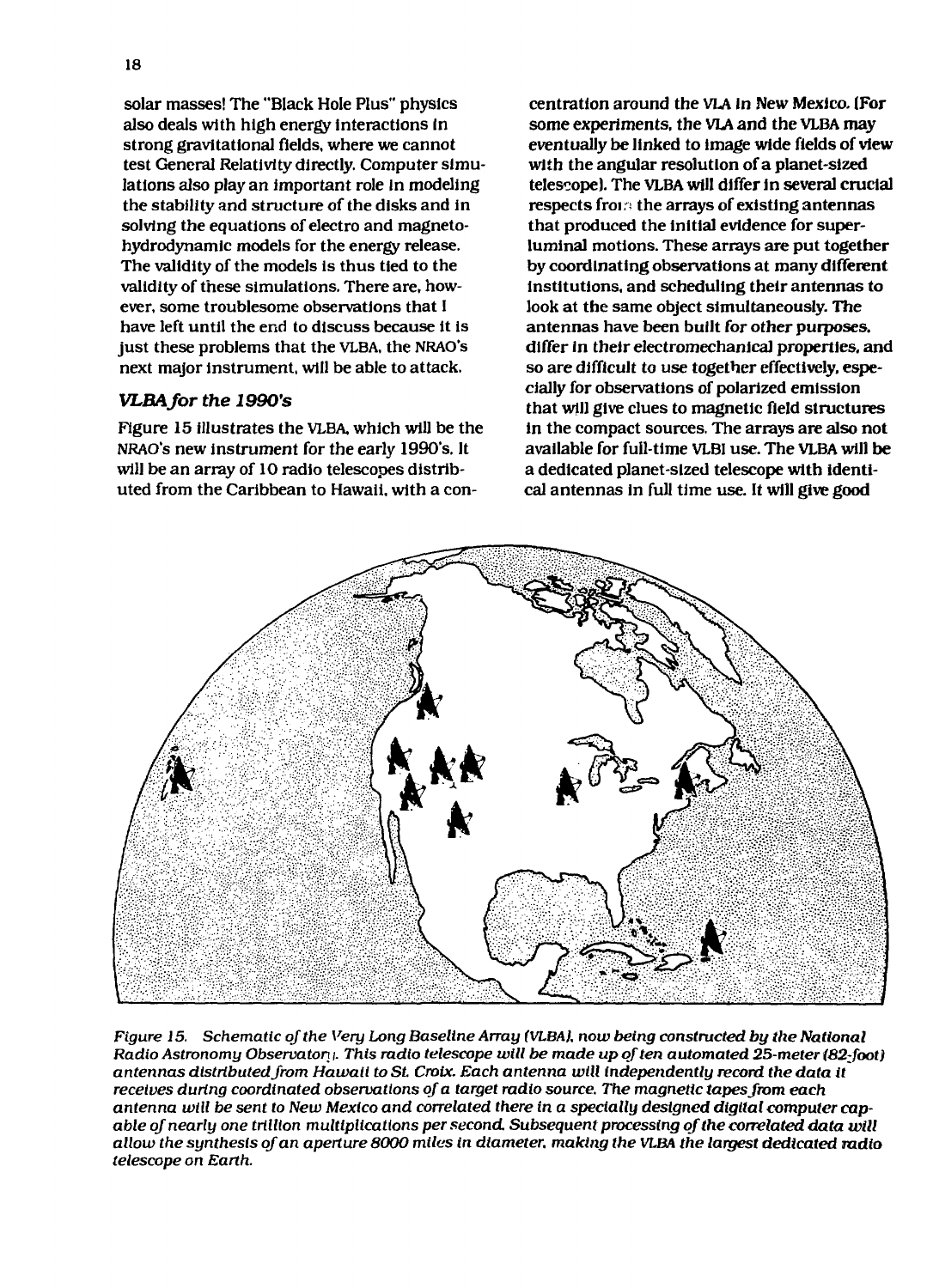solar masses! The "Black Hole Plus" physics also deals with high energy interactions in strong gravitational fields, where we cannot test General Relativity directly. Computer simulations also play an important role in modeling the stability and structure of the disks and in solving the equations of electro and magneto-hydrodynamic models for the energy release. The validity of the models is thus tied to the validity of these simulations. There are, however, some troublesome observations that I have left until the end to discuss because it is just these problems that the VLBA, the NRAO's next major instrument, will be able to attack.

### *VLBA for the 1990's*

Figure 15 illustrates the VLBA, which will be the NRAO's new instrument for the early 1990's. It will be an array of 10 radio telescopes distributed from the Caribbean to Hawaii, with a concentration around the VLA in New Mexico. (For some experiments, the VLA and the VLBA may eventually be linked to image wide fields of view with the angular resolution of a planet-sized telescope). The VLBA will differ in several crucial respects from the arrays of existing antennas that produced the initial evidence for superluminal motions. These arrays are put together by coordinating observations at many different institutions, and scheduling their antennas to look at the same object simultaneously. The antennas have been built for other purposes, differ in their electromechanical properties, and so are difficult to use together effectively, especially for observations of polarized emission that will give clues to magnetic field structures in the compact sources. The arrays are also not available for full-time VLBI use. The VLBA will be a dedicated planet-sized telescope with identical antennas in full time use. It will give good

*Figure 15. Schematic of the Very Long Baseline Array (VLBA), now being constructed by the National Radio Astronomy Observatory. This radio telescope will be made up of ten automated 25-meter (82-foot) antennas distributed from Hawaii to St. Croix. Each antenna will independently record the data it receives during coordinated observations of a target radio source. The magnetic tapes from each antenna will be sent to New Mexico and correlated there in a specially designed digital computer capable of nearly one trillion multiplications per second. Subsequent processing of the correlated data will allow the synthesis of an aperture 8000 miles in diameter, making the VLBA the largest dedicated radio telescope on Earth.*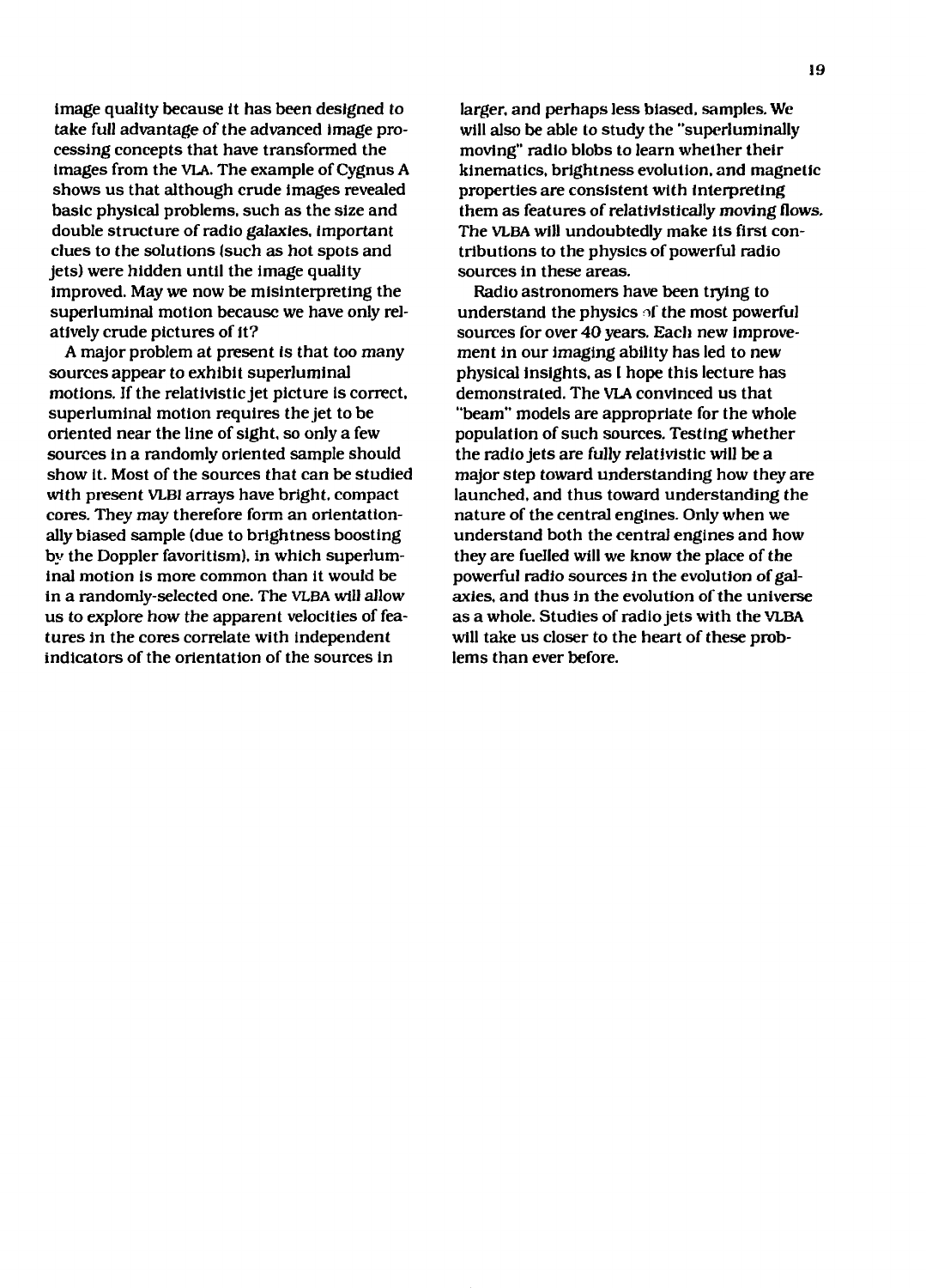image quality because it has been designed to take full advantage of the advanced image processing concepts that have transformed the images from the VLA. The example of Cygnus A shows us that although crude images revealed basic physical problems, such as the size and double structure of radio galaxies, important clues to the solutions (such as hot spots and jets) were hidden until the image quality improved. May we now be misinterpreting the superluminal motion because we have only relatively crude pictures of it?

A major problem at present is that too many sources appear to exhibit superluminal motions. If the relativistic jet picture is correct, superluminal motion requires the jet to be oriented near the line of sight, so only a few sources in a randomly oriented sample should show it. Most of the sources that can be studied with present VLBI arrays have bright, compact cores. They may therefore form an orientationally biased sample (due to brightness boosting by the Doppler favoritism), in which superluminal motion is more common than it would be in a randomly-selected one. The VLBA will allow us to explore how the apparent velocities of features in the cores correlate with independent indicators of the orientation of the sources in larger, and perhaps less biased, samples. We will also be able to study the "superluminally moving" radio blobs to learn whether their kinematics, brightness evolution, and magnetic properties are consistent with interpreting them as features of relativistically moving flows. The VLBA will undoubtedly make its first contributions to the physics of powerful radio sources in these areas.

Radio astronomers have been trying to understand the physics of the most powerful sources for over 40 years. Each new improvement in our imaging ability has led to new physical insights, as I hope this lecture has demonstrated. The VLA convinced us that "beam" models are appropriate for the whole population of such sources. Testing whether the radio jets are fully relativistic will be a major step toward understanding how they are launched, and thus toward understanding the nature of the central engines. Only when we understand both the central engines and how they are fuelled will we know the place of the powerful radio sources in the evolution of galaxies, and thus in the evolution of the universe as a whole. Studies of radio jets with the VLBA will take us closer to the heart of these problems than ever before.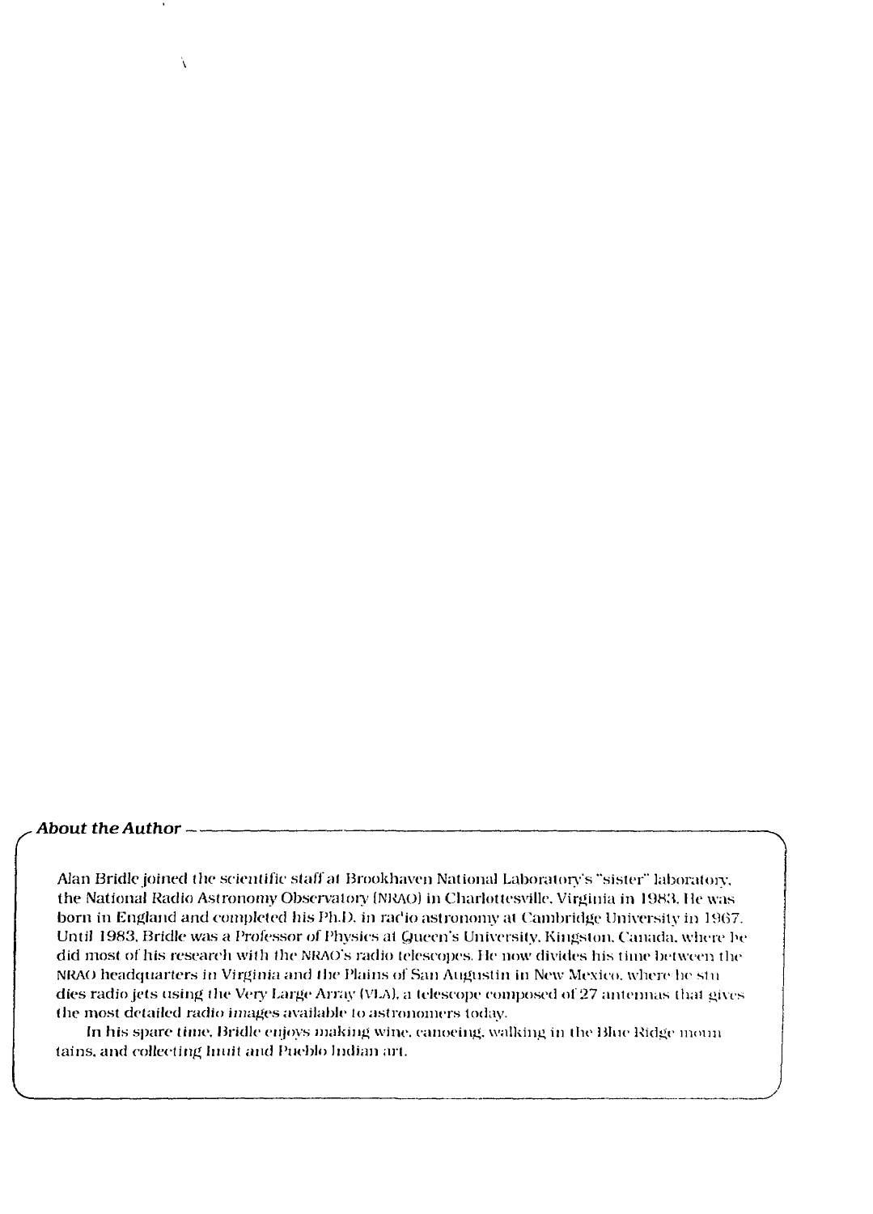## About the Author

Alan Bridle joined the scientific staff at Brookhaven National Laboratory's "sister" laboratory, the National Radio Astronomy Observatory (NRAO) in Charlottesville, Virginia in 1983. He was born in England and completed his Ph.D. in radio astronomy at Cambridge University in 1967. Until 1983, Bridle was a Professor of Physics at Queen's University, Kingston, Canada, where he did most of his research with the NRAO's radio telescopes. He now divides his time between the NRAO headquarters in Virginia and the Plains of San Augustin in New Mexico, where he studies radio jets using the Very Large Array (VLA), a telescope composed of 27 antennas that gives the most detailed radio images available to astronomers today.

In his spare time, Bridle enjoys making wine, canoeing, walking in the Blue Ridge mountains, and collecting Inuit and Pueblo Indian art.